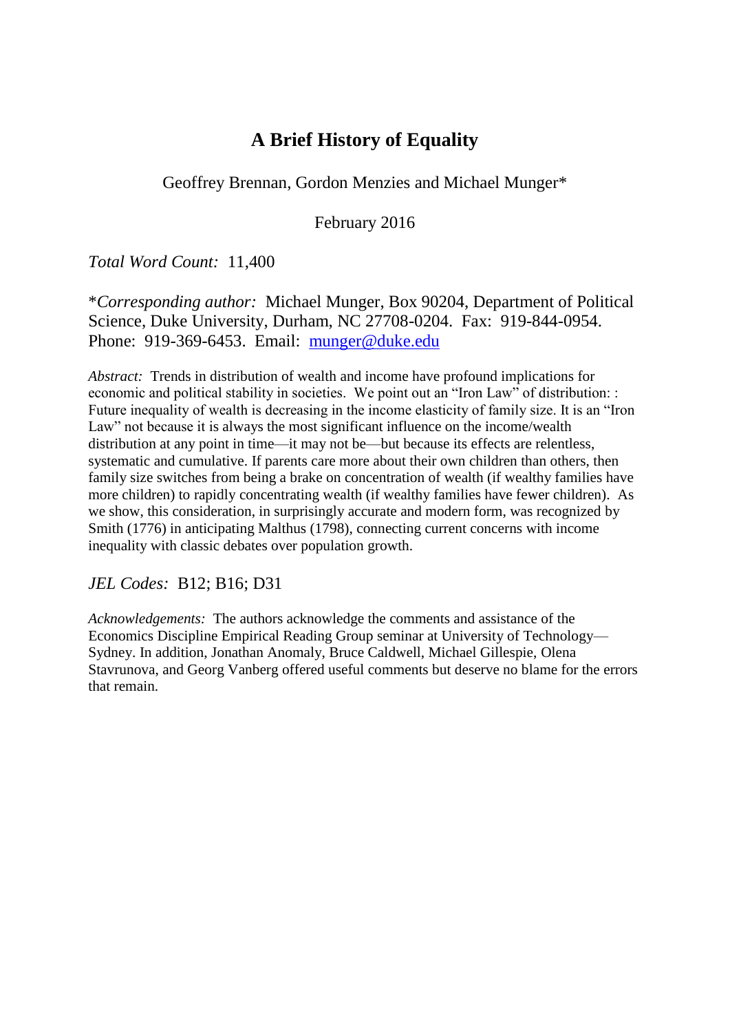# A Brief History of Equality

Geoffrey Brennan, Gordon Menzies and Michael Munger*

February 2016

*Total Word Count:* 11,400

**Corresponding author:* Michael Munger, Box 90204, Department of Political Science, Duke University, Durham, NC 27708-0204. Fax: 919-844-0954. Phone: 919-369-6453. Email: munger@duke.edu

*Abstract:* Trends in distribution of wealth and income have profound implications for economic and political stability in societies. We point out an "Iron Law" of distribution: : Future inequality of wealth is decreasing in the income elasticity of family size. It is an "Iron Law" not because it is always the most significant influence on the income/wealth distribution at any point in time—it may not be—but because its effects are relentless, systematic and cumulative. If parents care more about their own children than others, then family size switches from being a brake on concentration of wealth (if wealthy families have more children) to rapidly concentrating wealth (if wealthy families have fewer children). As we show, this consideration, in surprisingly accurate and modern form, was recognized by Smith (1776) in anticipating Malthus (1798), connecting current concerns with income inequality with classic debates over population growth.

*JEL Codes:* B12; B16; D31

*Acknowledgements:* The authors acknowledge the comments and assistance of the Economics Discipline Empirical Reading Group seminar at University of Technology—Sydney. In addition, Jonathan Anomaly, Bruce Caldwell, Michael Gillespie, Olena Stavrunova, and Georg Vanberg offered useful comments but deserve no blame for the errors that remain.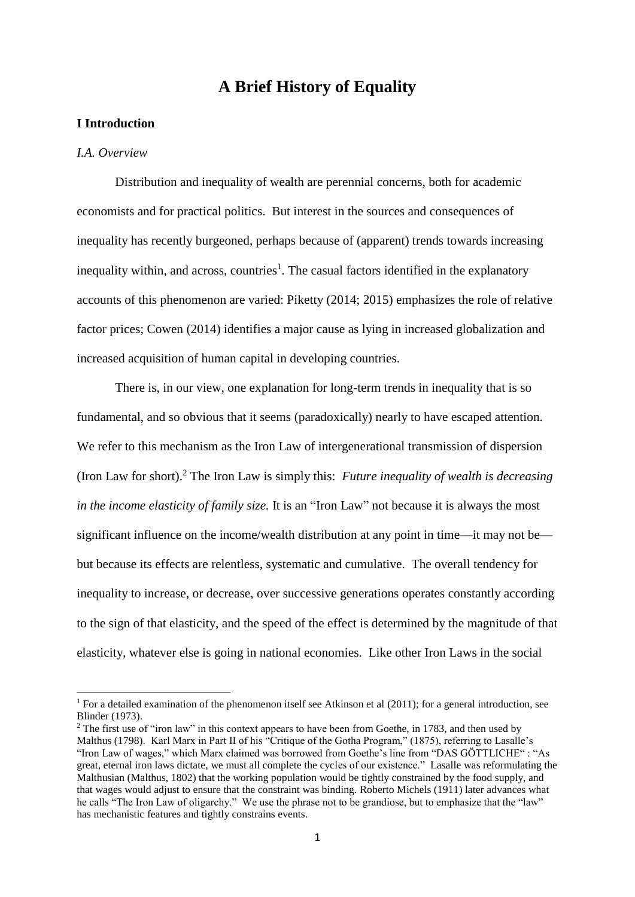# A Brief History of Equality

## I Introduction

### *I.A. Overview*

Distribution and inequality of wealth are perennial concerns, both for academic economists and for practical politics. But interest in the sources and consequences of inequality has recently burgeoned, perhaps because of (apparent) trends towards increasing inequality within, and across, countries[1]. The casual factors identified in the explanatory accounts of this phenomenon are varied: Piketty (2014; 2015) emphasizes the role of relative factor prices; Cowen (2014) identifies a major cause as lying in increased globalization and increased acquisition of human capital in developing countries.

There is, in our view, one explanation for long-term trends in inequality that is so fundamental, and so obvious that it seems (paradoxically) nearly to have escaped attention. We refer to this mechanism as the Iron Law of intergenerational transmission of dispersion (Iron Law for short).[2] The Iron Law is simply this: *Future inequality of wealth is decreasing in the income elasticity of family size.* It is an "Iron Law" not because it is always the most significant influence on the income/wealth distribution at any point in time—it may not be—but because its effects are relentless, systematic and cumulative. The overall tendency for inequality to increase, or decrease, over successive generations operates constantly according to the sign of that elasticity, and the speed of the effect is determined by the magnitude of that elasticity, whatever else is going in national economies. Like other Iron Laws in the social

[1] For a detailed examination of the phenomenon itself see Atkinson et al (2011); for a general introduction, see Blinder (1973).

[2] The first use of "iron law" in this context appears to have been from Goethe, in 1783, and then used by Malthus (1798). Karl Marx in Part II of his "Critique of the Gotha Program," (1875), referring to Lasalle's "Iron Law of wages," which Marx claimed was borrowed from Goethe's line from "DAS GÖTTLICHE" : "As great, eternal iron laws dictate, we must all complete the cycles of our existence." Lasalle was reformulating the Malthusian (Malthus, 1802) that the working population would be tightly constrained by the food supply, and that wages would adjust to ensure that the constraint was binding. Roberto Michels (1911) later advances what he calls "The Iron Law of oligarchy." We use the phrase not to be grandiose, but to emphasize that the "law" has mechanistic features and tightly constrains events.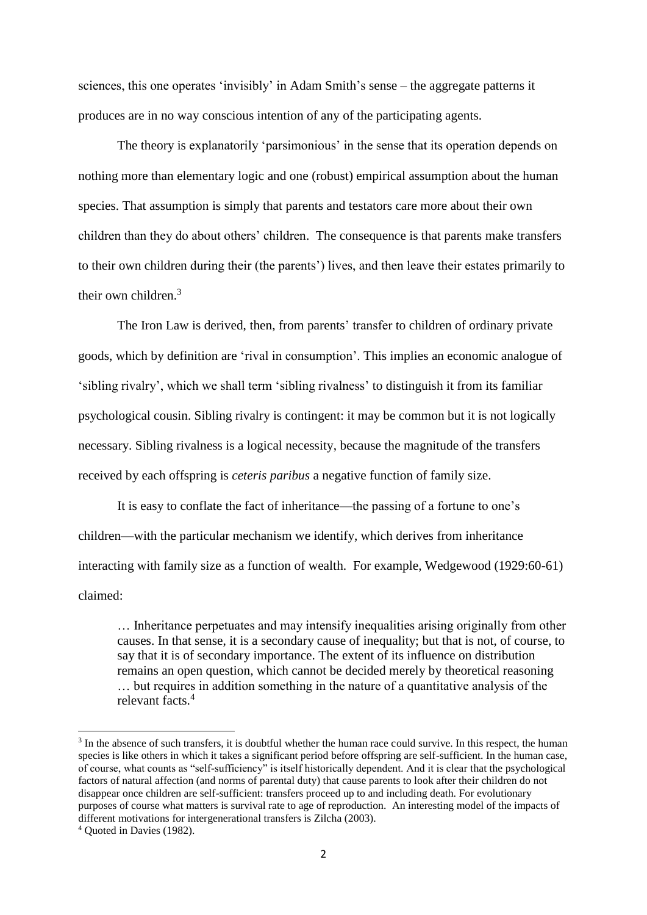sciences, this one operates 'invisibly' in Adam Smith's sense – the aggregate patterns it produces are in no way conscious intention of any of the participating agents.

The theory is explanatorily 'parsimonious' in the sense that its operation depends on nothing more than elementary logic and one (robust) empirical assumption about the human species. That assumption is simply that parents and testators care more about their own children than they do about others' children. The consequence is that parents make transfers to their own children during their (the parents') lives, and then leave their estates primarily to their own children.[3]

The Iron Law is derived, then, from parents' transfer to children of ordinary private goods, which by definition are 'rival in consumption'. This implies an economic analogue of 'sibling rivalry', which we shall term 'sibling rivalness' to distinguish it from its familiar psychological cousin. Sibling rivalry is contingent: it may be common but it is not logically necessary. Sibling rivalness is a logical necessity, because the magnitude of the transfers received by each offspring is *ceteris paribus* a negative function of family size.

It is easy to conflate the fact of inheritance—the passing of a fortune to one's children—with the particular mechanism we identify, which derives from inheritance interacting with family size as a function of wealth. For example, Wedgewood (1929:60-61) claimed:

> … Inheritance perpetuates and may intensify inequalities arising originally from other causes. In that sense, it is a secondary cause of inequality; but that is not, of course, to say that it is of secondary importance. The extent of its influence on distribution remains an open question, which cannot be decided merely by theoretical reasoning … but requires in addition something in the nature of a quantitative analysis of the relevant facts.[4]

---

[3] In the absence of such transfers, it is doubtful whether the human race could survive. In this respect, the human species is like others in which it takes a significant period before offspring are self-sufficient. In the human case, of course, what counts as "self-sufficiency" is itself historically dependent. And it is clear that the psychological factors of natural affection (and norms of parental duty) that cause parents to look after their children do not disappear once children are self-sufficient: transfers proceed up to and including death. For evolutionary purposes of course what matters is survival rate to age of reproduction. An interesting model of the impacts of different motivations for intergenerational transfers is Zilcha (2003).

[4] Quoted in Davies (1982).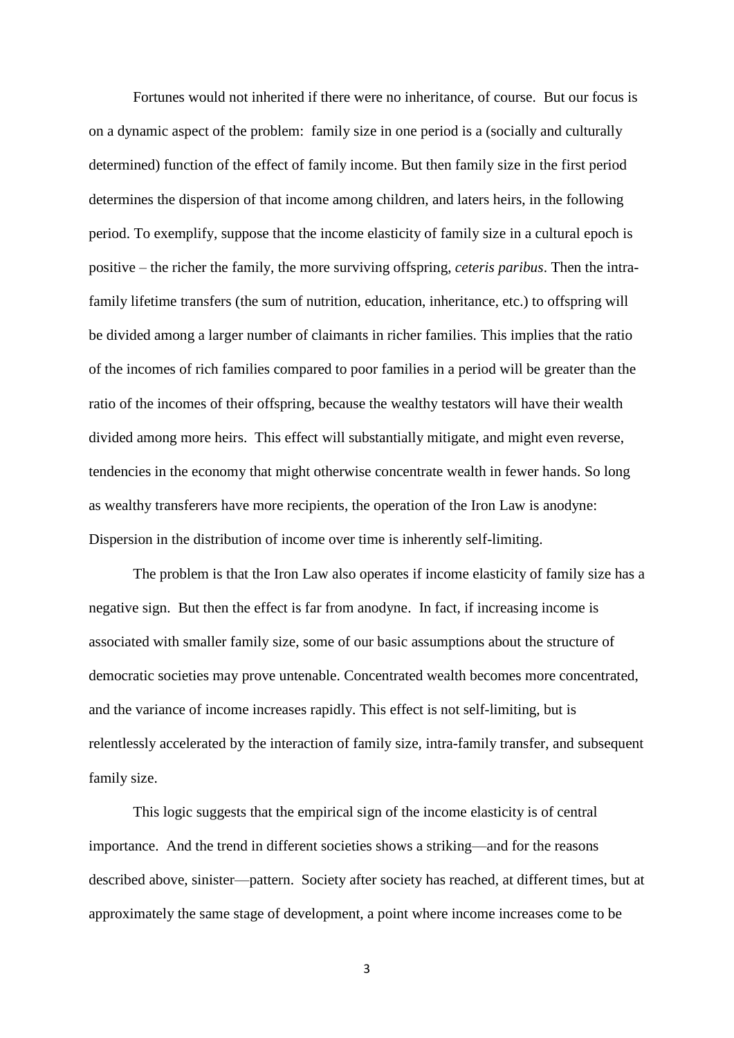Fortunes would not inherited if there were no inheritance, of course. But our focus is on a dynamic aspect of the problem: family size in one period is a (socially and culturally determined) function of the effect of family income. But then family size in the first period determines the dispersion of that income among children, and laters heirs, in the following period. To exemplify, suppose that the income elasticity of family size in a cultural epoch is positive – the richer the family, the more surviving offspring, *ceteris paribus*. Then the intra-family lifetime transfers (the sum of nutrition, education, inheritance, etc.) to offspring will be divided among a larger number of claimants in richer families. This implies that the ratio of the incomes of rich families compared to poor families in a period will be greater than the ratio of the incomes of their offspring, because the wealthy testators will have their wealth divided among more heirs. This effect will substantially mitigate, and might even reverse, tendencies in the economy that might otherwise concentrate wealth in fewer hands. So long as wealthy transferers have more recipients, the operation of the Iron Law is anodyne: Dispersion in the distribution of income over time is inherently self-limiting.

The problem is that the Iron Law also operates if income elasticity of family size has a negative sign. But then the effect is far from anodyne. In fact, if increasing income is associated with smaller family size, some of our basic assumptions about the structure of democratic societies may prove untenable. Concentrated wealth becomes more concentrated, and the variance of income increases rapidly. This effect is not self-limiting, but is relentlessly accelerated by the interaction of family size, intra-family transfer, and subsequent family size.

This logic suggests that the empirical sign of the income elasticity is of central importance. And the trend in different societies shows a striking—and for the reasons described above, sinister—pattern. Society after society has reached, at different times, but at approximately the same stage of development, a point where income increases come to be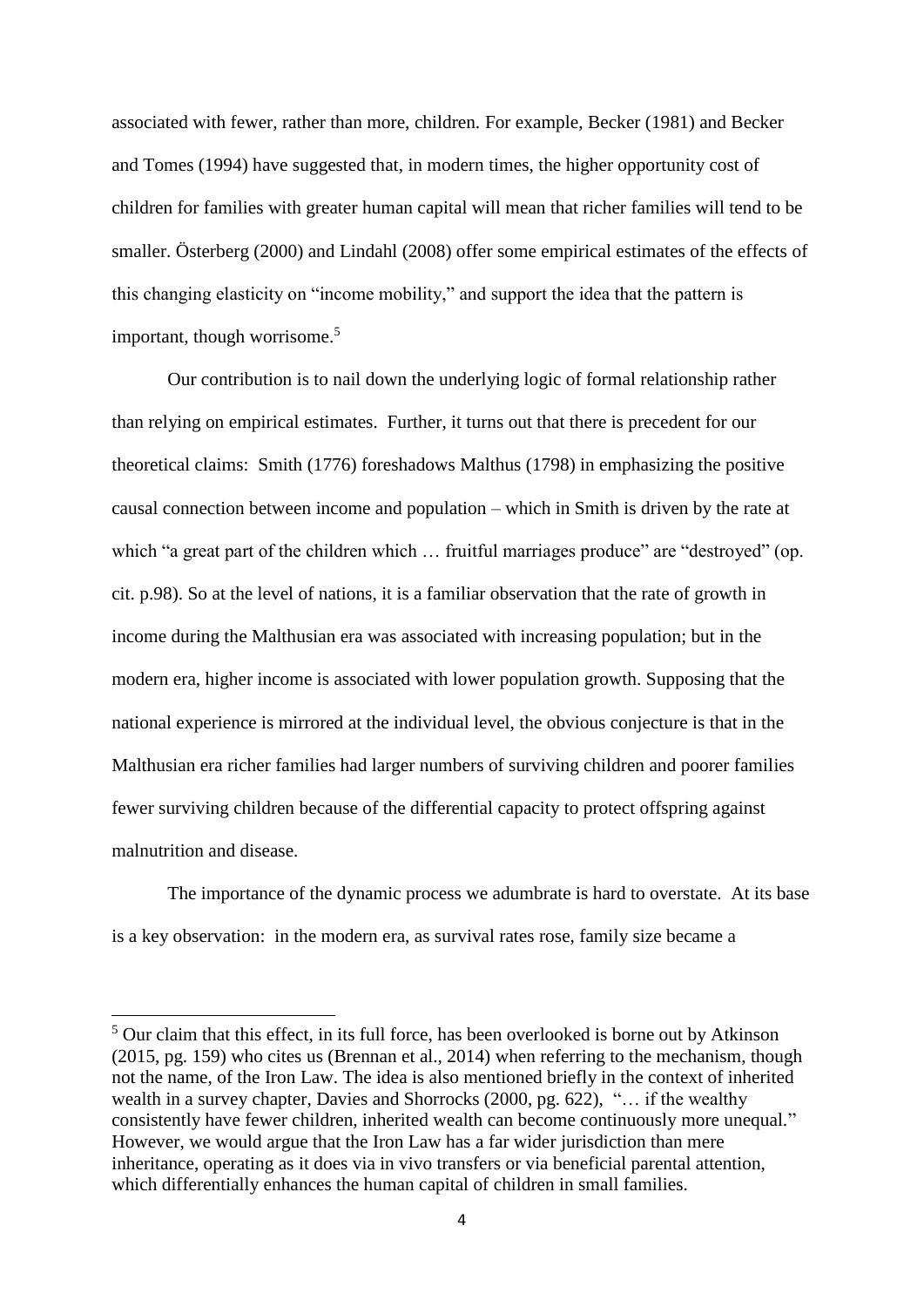associated with fewer, rather than more, children. For example, Becker (1981) and Becker and Tomes (1994) have suggested that, in modern times, the higher opportunity cost of children for families with greater human capital will mean that richer families will tend to be smaller. Österberg (2000) and Lindahl (2008) offer some empirical estimates of the effects of this changing elasticity on "income mobility," and support the idea that the pattern is important, though worrisome.[5]

Our contribution is to nail down the underlying logic of formal relationship rather than relying on empirical estimates. Further, it turns out that there is precedent for our theoretical claims: Smith (1776) foreshadows Malthus (1798) in emphasizing the positive causal connection between income and population – which in Smith is driven by the rate at which "a great part of the children which … fruitful marriages produce" are "destroyed" (op. cit. p.98). So at the level of nations, it is a familiar observation that the rate of growth in income during the Malthusian era was associated with increasing population; but in the modern era, higher income is associated with lower population growth. Supposing that the national experience is mirrored at the individual level, the obvious conjecture is that in the Malthusian era richer families had larger numbers of surviving children and poorer families fewer surviving children because of the differential capacity to protect offspring against malnutrition and disease.

The importance of the dynamic process we adumbrate is hard to overstate. At its base is a key observation: in the modern era, as survival rates rose, family size became a

[5] Our claim that this effect, in its full force, has been overlooked is borne out by Atkinson (2015, pg. 159) who cites us (Brennan et al., 2014) when referring to the mechanism, though not the name, of the Iron Law. The idea is also mentioned briefly in the context of inherited wealth in a survey chapter, Davies and Shorrocks (2000, pg. 622), "… if the wealthy consistently have fewer children, inherited wealth can become continuously more unequal." However, we would argue that the Iron Law has a far wider jurisdiction than mere inheritance, operating as it does via in vivo transfers or via beneficial parental attention, which differentially enhances the human capital of children in small families.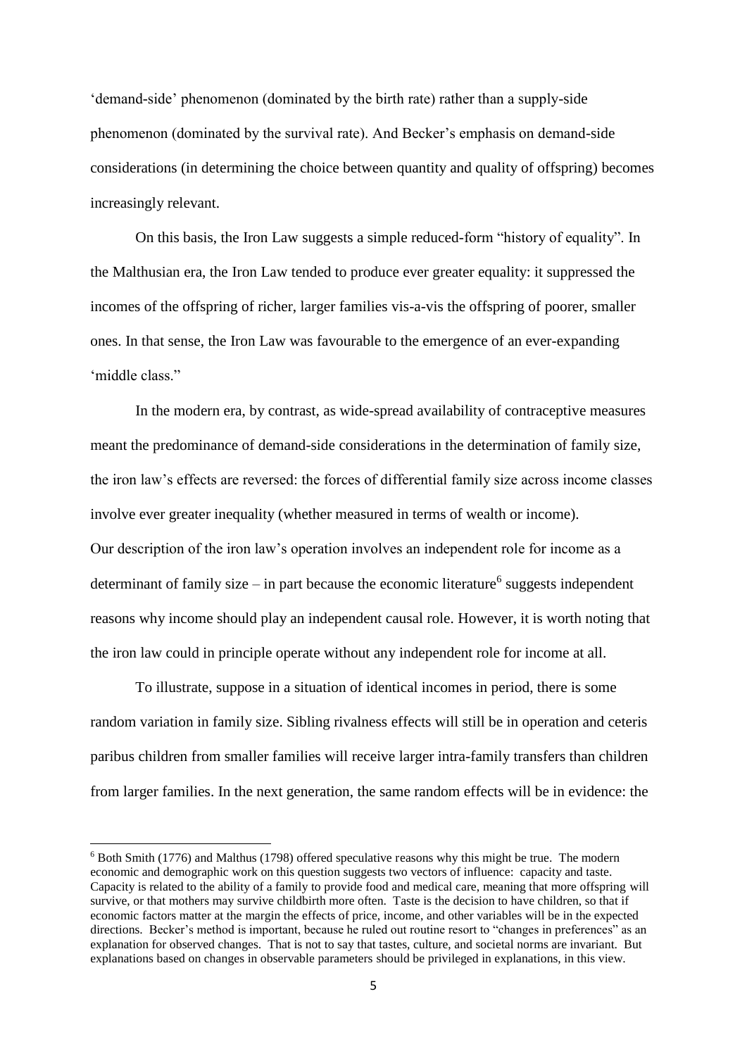'demand-side' phenomenon (dominated by the birth rate) rather than a supply-side phenomenon (dominated by the survival rate). And Becker's emphasis on demand-side considerations (in determining the choice between quantity and quality of offspring) becomes increasingly relevant.

On this basis, the Iron Law suggests a simple reduced-form "history of equality". In the Malthusian era, the Iron Law tended to produce ever greater equality: it suppressed the incomes of the offspring of richer, larger families vis-a-vis the offspring of poorer, smaller ones. In that sense, the Iron Law was favourable to the emergence of an ever-expanding 'middle class."

In the modern era, by contrast, as wide-spread availability of contraceptive measures meant the predominance of demand-side considerations in the determination of family size, the iron law's effects are reversed: the forces of differential family size across income classes involve ever greater inequality (whether measured in terms of wealth or income).

Our description of the iron law's operation involves an independent role for income as a determinant of family size – in part because the economic literature[6] suggests independent reasons why income should play an independent causal role. However, it is worth noting that the iron law could in principle operate without any independent role for income at all.

To illustrate, suppose in a situation of identical incomes in period, there is some random variation in family size. Sibling rivalness effects will still be in operation and ceteris paribus children from smaller families will receive larger intra-family transfers than children from larger families. In the next generation, the same random effects will be in evidence: the

[6] Both Smith (1776) and Malthus (1798) offered speculative reasons why this might be true. The modern economic and demographic work on this question suggests two vectors of influence: capacity and taste. Capacity is related to the ability of a family to provide food and medical care, meaning that more offspring will survive, or that mothers may survive childbirth more often. Taste is the decision to have children, so that if economic factors matter at the margin the effects of price, income, and other variables will be in the expected directions. Becker's method is important, because he ruled out routine resort to "changes in preferences" as an explanation for observed changes. That is not to say that tastes, culture, and societal norms are invariant. But explanations based on changes in observable parameters should be privileged in explanations, in this view.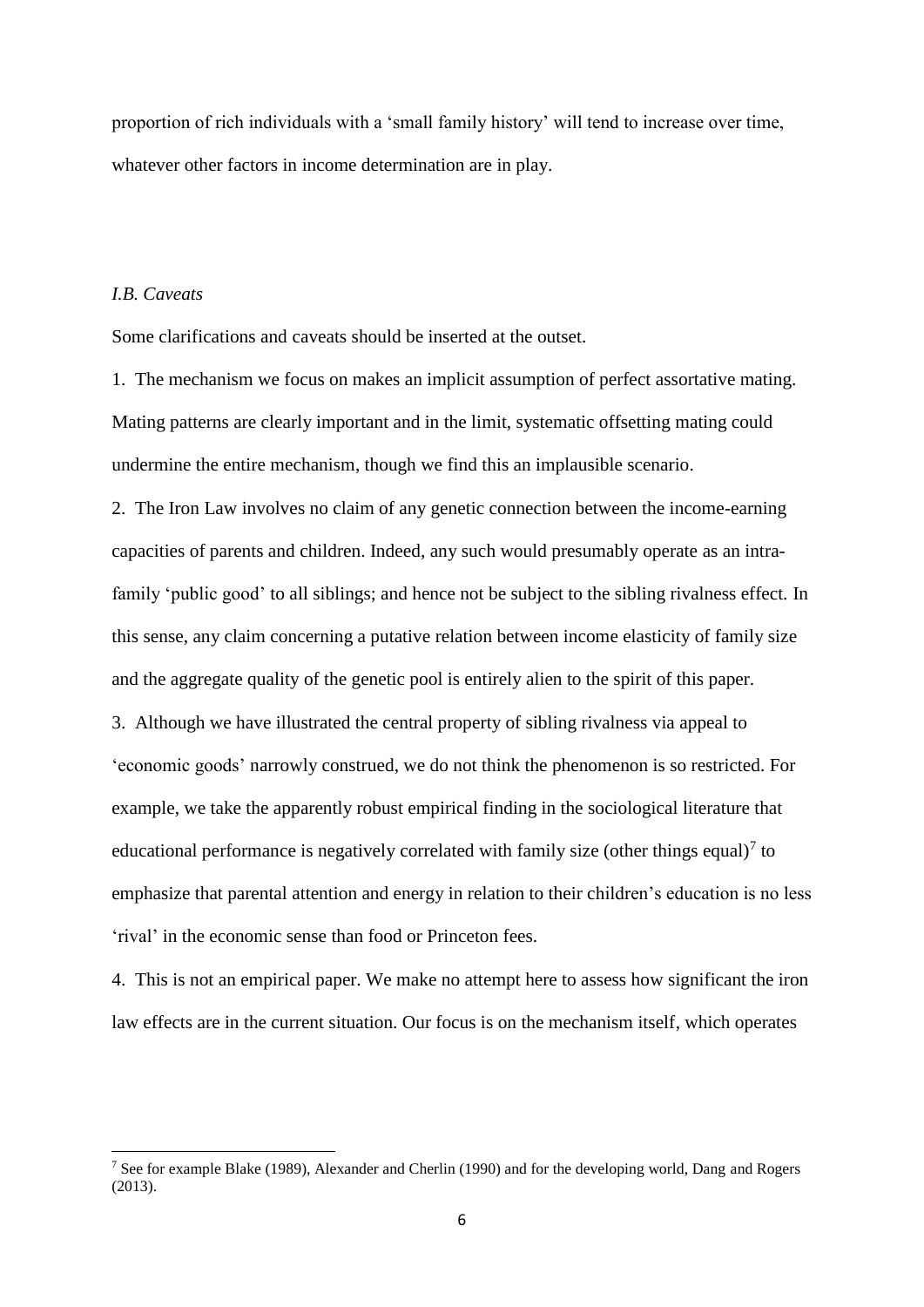proportion of rich individuals with a 'small family history' will tend to increase over time, whatever other factors in income determination are in play.

### *I.B. Caveats*

Some clarifications and caveats should be inserted at the outset.

1. The mechanism we focus on makes an implicit assumption of perfect assortative mating. Mating patterns are clearly important and in the limit, systematic offsetting mating could undermine the entire mechanism, though we find this an implausible scenario.

2. The Iron Law involves no claim of any genetic connection between the income-earning capacities of parents and children. Indeed, any such would presumably operate as an intra-family 'public good' to all siblings; and hence not be subject to the sibling rivalness effect. In this sense, any claim concerning a putative relation between income elasticity of family size and the aggregate quality of the genetic pool is entirely alien to the spirit of this paper.

3. Although we have illustrated the central property of sibling rivalness via appeal to 'economic goods' narrowly construed, we do not think the phenomenon is so restricted. For example, we take the apparently robust empirical finding in the sociological literature that educational performance is negatively correlated with family size (other things equal)[7] to emphasize that parental attention and energy in relation to their children's education is no less 'rival' in the economic sense than food or Princeton fees.

4. This is not an empirical paper. We make no attempt here to assess how significant the iron law effects are in the current situation. Our focus is on the mechanism itself, which operates

---

[7] See for example Blake (1989), Alexander and Cherlin (1990) and for the developing world, Dang and Rogers (2013).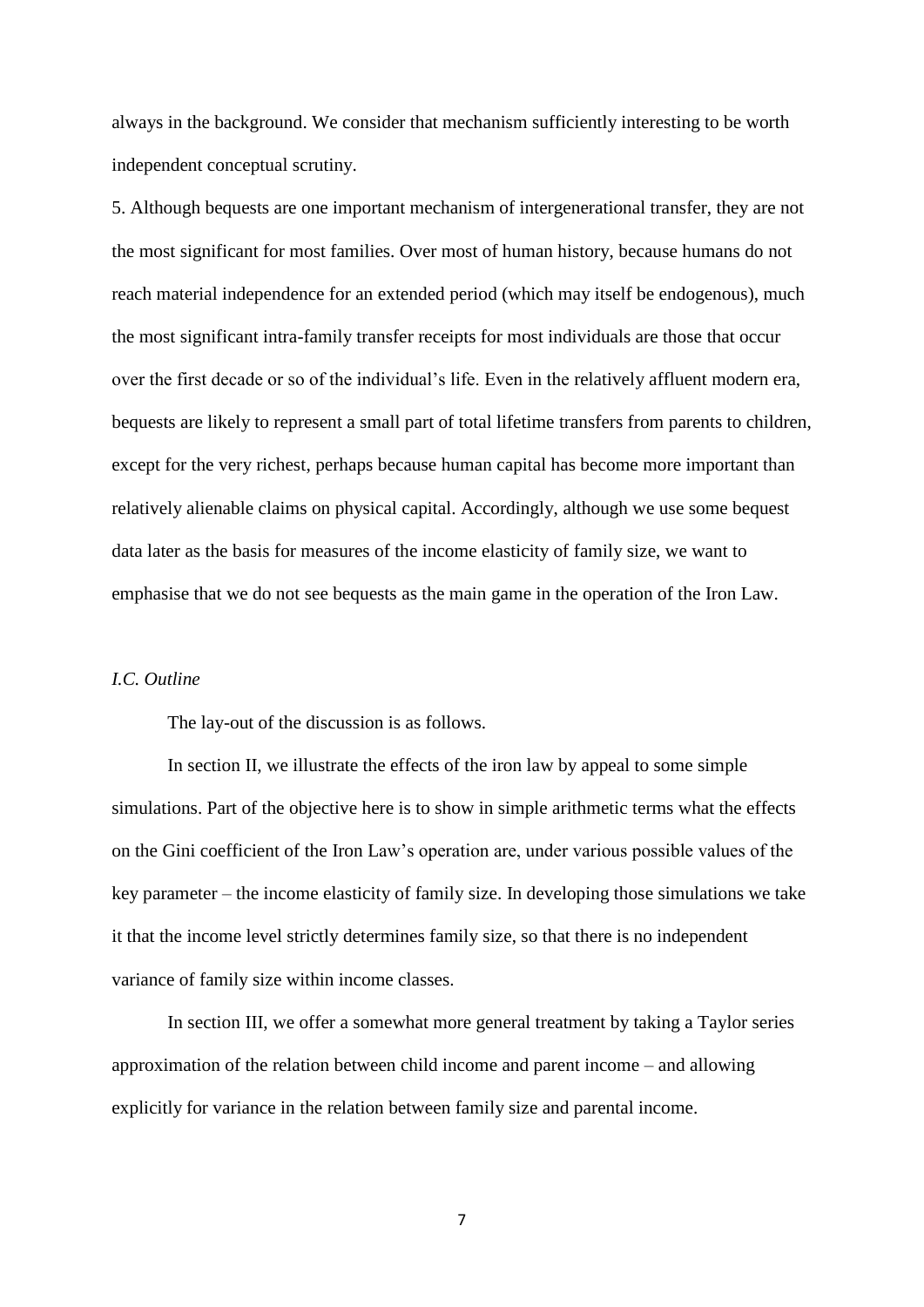always in the background. We consider that mechanism sufficiently interesting to be worth independent conceptual scrutiny.

5. Although bequests are one important mechanism of intergenerational transfer, they are not the most significant for most families. Over most of human history, because humans do not reach material independence for an extended period (which may itself be endogenous), much the most significant intra-family transfer receipts for most individuals are those that occur over the first decade or so of the individual's life. Even in the relatively affluent modern era, bequests are likely to represent a small part of total lifetime transfers from parents to children, except for the very richest, perhaps because human capital has become more important than relatively alienable claims on physical capital. Accordingly, although we use some bequest data later as the basis for measures of the income elasticity of family size, we want to emphasise that we do not see bequests as the main game in the operation of the Iron Law.

### *I.C. Outline*

The lay-out of the discussion is as follows.

In section II, we illustrate the effects of the iron law by appeal to some simple simulations. Part of the objective here is to show in simple arithmetic terms what the effects on the Gini coefficient of the Iron Law's operation are, under various possible values of the key parameter – the income elasticity of family size. In developing those simulations we take it that the income level strictly determines family size, so that there is no independent variance of family size within income classes.

In section III, we offer a somewhat more general treatment by taking a Taylor series approximation of the relation between child income and parent income – and allowing explicitly for variance in the relation between family size and parental income.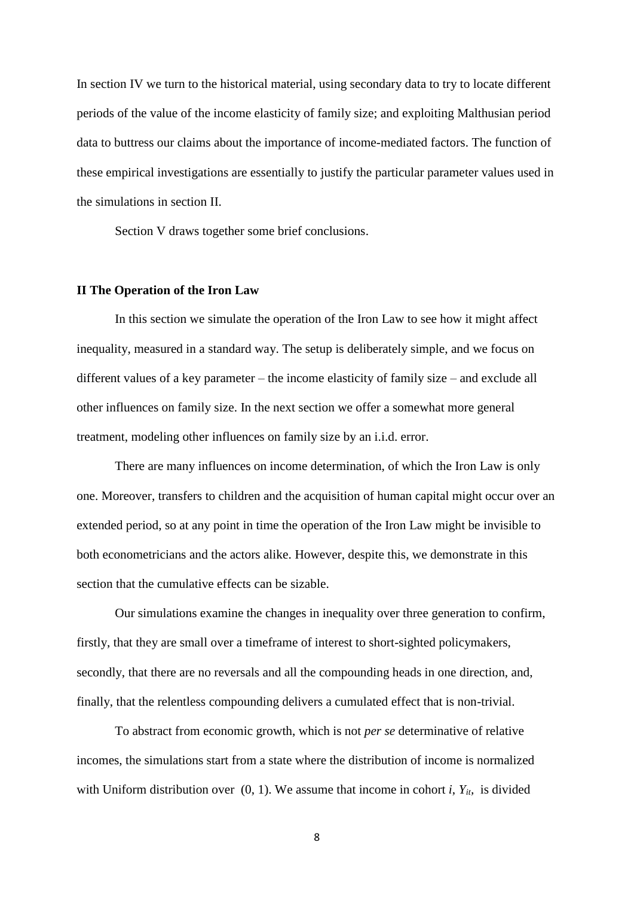In section IV we turn to the historical material, using secondary data to try to locate different periods of the value of the income elasticity of family size; and exploiting Malthusian period data to buttress our claims about the importance of income-mediated factors. The function of these empirical investigations are essentially to justify the particular parameter values used in the simulations in section II.

Section V draws together some brief conclusions.

## II The Operation of the Iron Law

In this section we simulate the operation of the Iron Law to see how it might affect inequality, measured in a standard way. The setup is deliberately simple, and we focus on different values of a key parameter – the income elasticity of family size – and exclude all other influences on family size. In the next section we offer a somewhat more general treatment, modeling other influences on family size by an i.i.d. error.

There are many influences on income determination, of which the Iron Law is only one. Moreover, transfers to children and the acquisition of human capital might occur over an extended period, so at any point in time the operation of the Iron Law might be invisible to both econometricians and the actors alike. However, despite this, we demonstrate in this section that the cumulative effects can be sizable.

Our simulations examine the changes in inequality over three generation to confirm, firstly, that they are small over a timeframe of interest to short-sighted policymakers, secondly, that there are no reversals and all the compounding heads in one direction, and, finally, that the relentless compounding delivers a cumulated effect that is non-trivial.

To abstract from economic growth, which is not *per se* determinative of relative incomes, the simulations start from a state where the distribution of income is normalized with Uniform distribution over (0, 1). We assume that income in cohort $i$, $Y_{it}$, is divided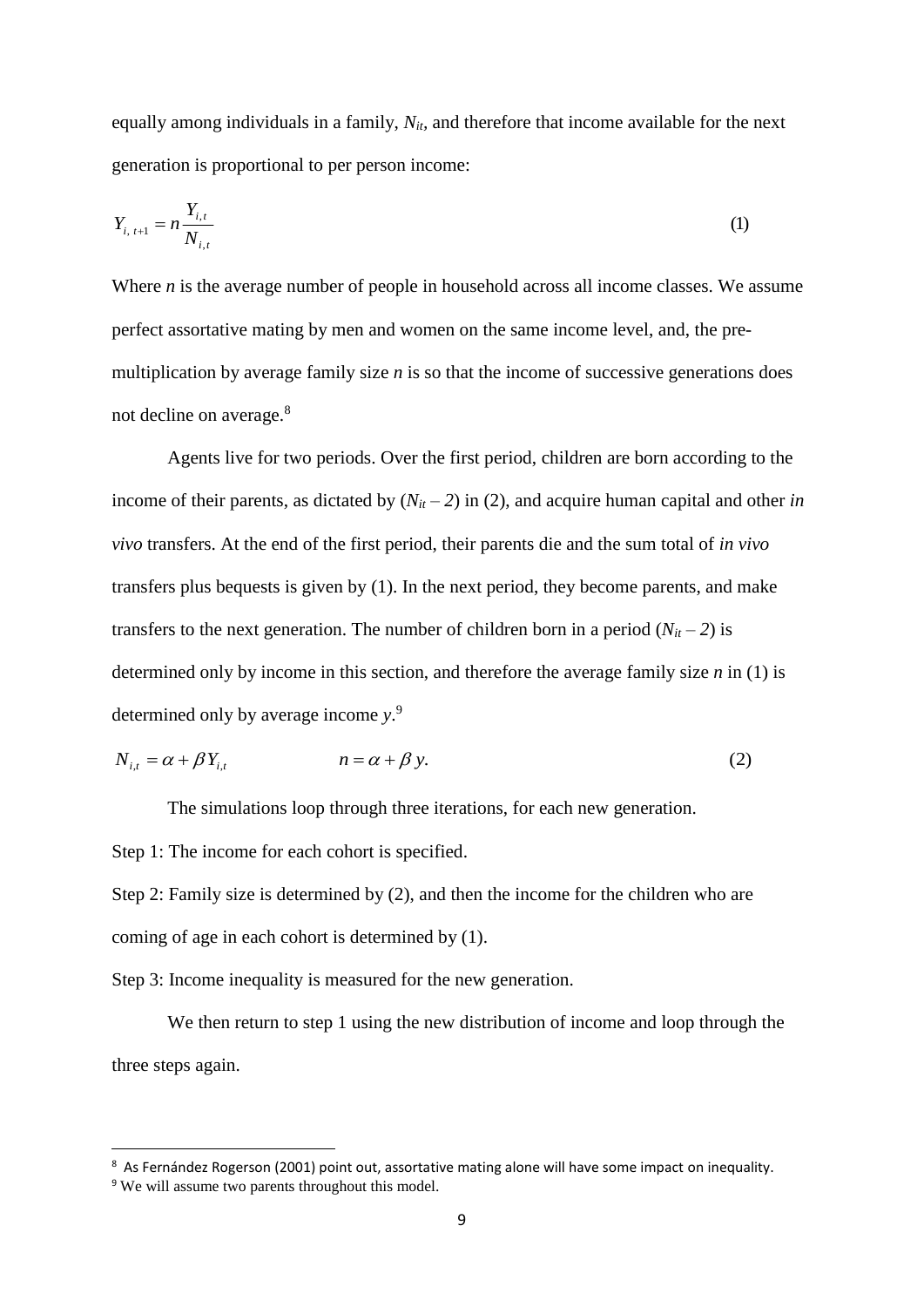equally among individuals in a family, $N_{it}$, and therefore that income available for the next generation is proportional to per person income:

$$Y_{i,\,t+1} = n\frac{Y_{i,t}}{N_{i,t}} \tag{1}$$

Where *n* is the average number of people in household across all income classes. We assume perfect assortative mating by men and women on the same income level, and, the pre-multiplication by average family size *n* is so that the income of successive generations does not decline on average.[8]

Agents live for two periods. Over the first period, children are born according to the income of their parents, as dictated by $(N_{it} - 2)$ in (2), and acquire human capital and other *in vivo* transfers. At the end of the first period, their parents die and the sum total of *in vivo* transfers plus bequests is given by (1). In the next period, they become parents, and make transfers to the next generation. The number of children born in a period $(N_{it} - 2)$ is determined only by income in this section, and therefore the average family size *n* in (1) is determined only by average income *y*.[9]

$$N_{i,t} = \alpha + \beta Y_{i,t} \qquad\qquad n = \alpha + \beta\, y. \tag{2}$$

The simulations loop through three iterations, for each new generation.

Step 1: The income for each cohort is specified.

Step 2: Family size is determined by (2), and then the income for the children who are coming of age in each cohort is determined by (1).

Step 3: Income inequality is measured for the new generation.

We then return to step 1 using the new distribution of income and loop through the three steps again.

---

[8] As Fernández Rogerson (2001) point out, assortative mating alone will have some impact on inequality.

[9] We will assume two parents throughout this model.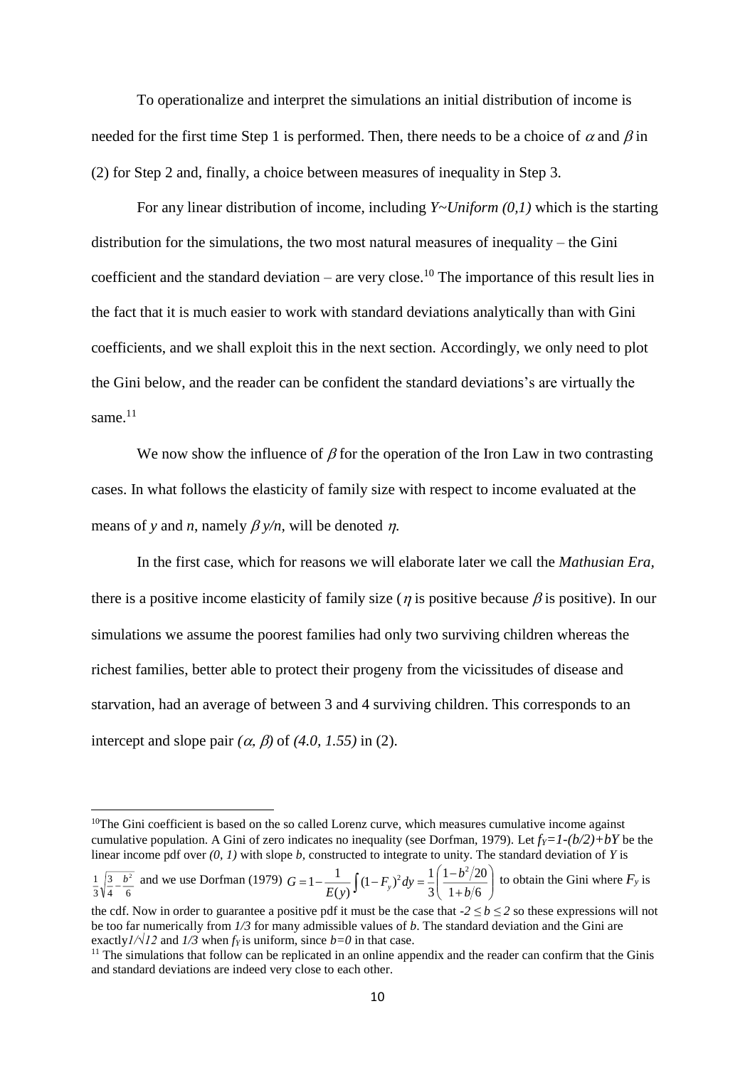To operationalize and interpret the simulations an initial distribution of income is needed for the first time Step 1 is performed. Then, there needs to be a choice of $\alpha$ and $\beta$ in (2) for Step 2 and, finally, a choice between measures of inequality in Step 3.

For any linear distribution of income, including *Y~Uniform (0,1)* which is the starting distribution for the simulations, the two most natural measures of inequality – the Gini coefficient and the standard deviation – are very close.[10] The importance of this result lies in the fact that it is much easier to work with standard deviations analytically than with Gini coefficients, and we shall exploit this in the next section. Accordingly, we only need to plot the Gini below, and the reader can be confident the standard deviations's are virtually the same.[11]

We now show the influence of $\beta$ for the operation of the Iron Law in two contrasting cases. In what follows the elasticity of family size with respect to income evaluated at the means of *y* and *n*, namely $\beta\, y/n$, will be denoted $\eta$.

In the first case, which for reasons we will elaborate later we call the *Mathusian Era*, there is a positive income elasticity of family size ($\eta$ is positive because $\beta$ is positive). In our simulations we assume the poorest families had only two surviving children whereas the richest families, better able to protect their progeny from the vicissitudes of disease and starvation, had an average of between 3 and 4 surviving children. This corresponds to an intercept and slope pair $(\alpha, \beta)$ of $(4.0, 1.55)$ in (2).

---

[10] The Gini coefficient is based on the so called Lorenz curve, which measures cumulative income against cumulative population. A Gini of zero indicates no inequality (see Dorfman, 1979). Let $f_Y = 1-(b/2)+bY$ be the linear income pdf over $(0, 1)$ with slope $b$, constructed to integrate to unity. The standard deviation of $Y$ is $\frac{1}{3}\sqrt{\frac{3}{4}-\frac{b^2}{6}}$ and we use Dorfman (1979) $G = 1-\frac{1}{E(y)}\int(1-F_y)^2 dy = \frac{1}{3}\left(\frac{1-b^2/20}{1+b/6}\right)$ to obtain the Gini where $F_y$ is the cdf. Now in order to guarantee a positive pdf it must be the case that $-2 \leq b \leq 2$ so these expressions will not be too far numerically from $1/3$ for many admissible values of $b$. The standard deviation and the Gini are exactly $1/\sqrt{12}$ and $1/3$ when $f_Y$ is uniform, since $b=0$ in that case.

[11] The simulations that follow can be replicated in an online appendix and the reader can confirm that the Ginis and standard deviations are indeed very close to each other.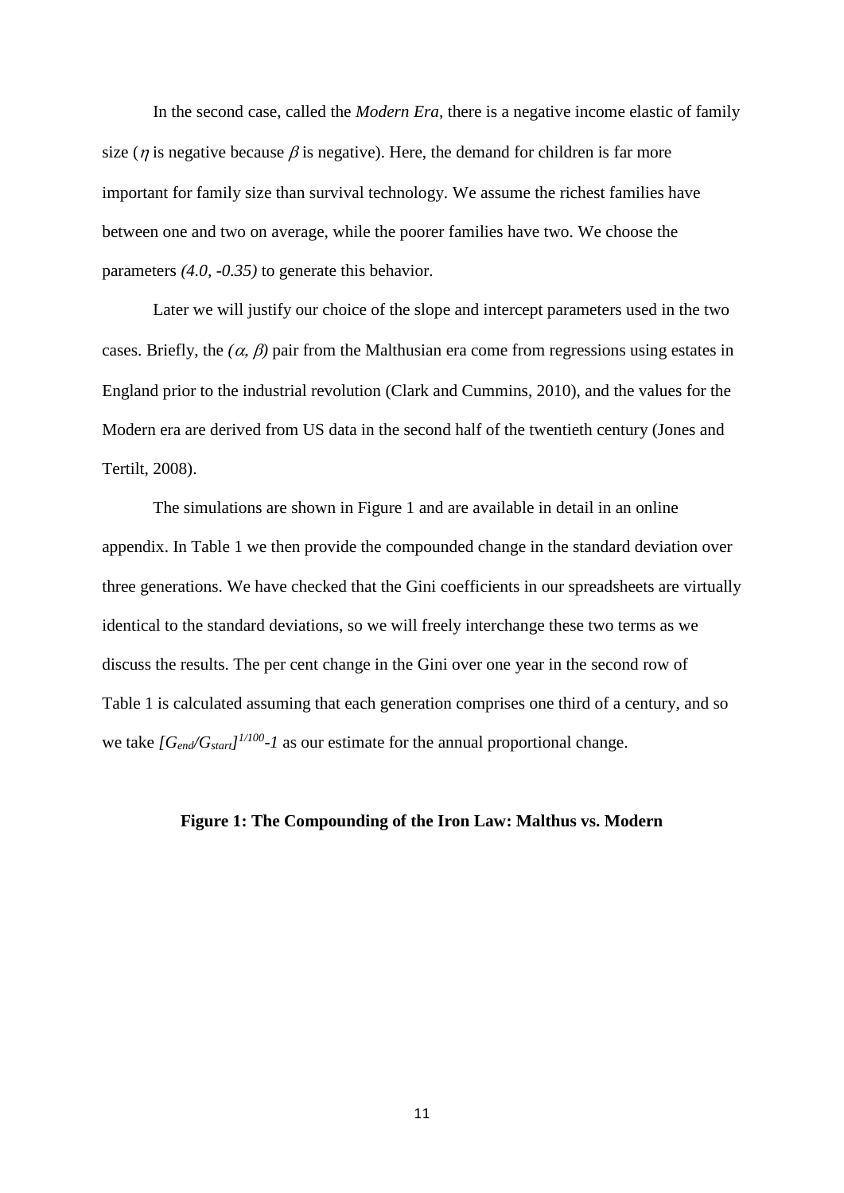In the second case, called the *Modern Era*, there is a negative income elastic of family size ($\eta$ is negative because $\beta$ is negative). Here, the demand for children is far more important for family size than survival technology. We assume the richest families have between one and two on average, while the poorer families have two. We choose the parameters *(4.0, -0.35)* to generate this behavior.

Later we will justify our choice of the slope and intercept parameters used in the two cases. Briefly, the $(\alpha, \beta)$ pair from the Malthusian era come from regressions using estates in England prior to the industrial revolution (Clark and Cummins, 2010), and the values for the Modern era are derived from US data in the second half of the twentieth century (Jones and Tertilt, 2008).

The simulations are shown in Figure 1 and are available in detail in an online appendix. In Table 1 we then provide the compounded change in the standard deviation over three generations. We have checked that the Gini coefficients in our spreadsheets are virtually identical to the standard deviations, so we will freely interchange these two terms as we discuss the results. The per cent change in the Gini over one year in the second row of Table 1 is calculated assuming that each generation comprises one third of a century, and so we take $[G_{end}/G_{start}]^{1/100}-1$ as our estimate for the annual proportional change.

**Figure 1: The Compounding of the Iron Law: Malthus vs. Modern**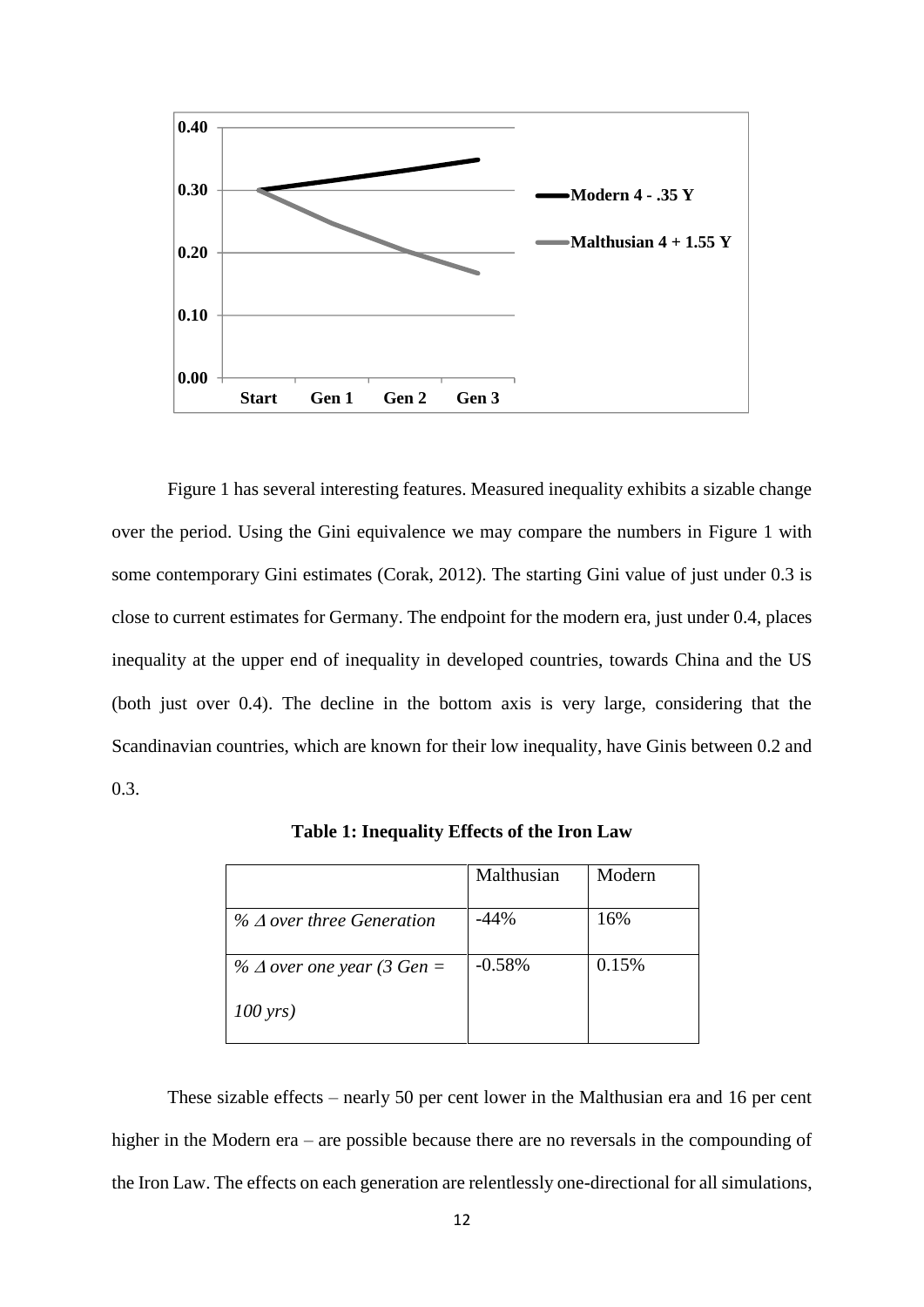Figure 1 has several interesting features. Measured inequality exhibits a sizable change over the period. Using the Gini equivalence we may compare the numbers in Figure 1 with some contemporary Gini estimates (Corak, 2012). The starting Gini value of just under 0.3 is close to current estimates for Germany. The endpoint for the modern era, just under 0.4, places inequality at the upper end of inequality in developed countries, towards China and the US (both just over 0.4). The decline in the bottom axis is very large, considering that the Scandinavian countries, which are known for their low inequality, have Ginis between 0.2 and 0.3.

**Table 1: Inequality Effects of the Iron Law**

| | Malthusian | Modern |
|---|---|---|
| *% Δ over three Generation* | -44% | 16% |
| *% Δ over one year (3 Gen = 100 yrs)* | -0.58% | 0.15% |

These sizable effects – nearly 50 per cent lower in the Malthusian era and 16 per cent higher in the Modern era – are possible because there are no reversals in the compounding of the Iron Law. The effects on each generation are relentlessly one-directional for all simulations,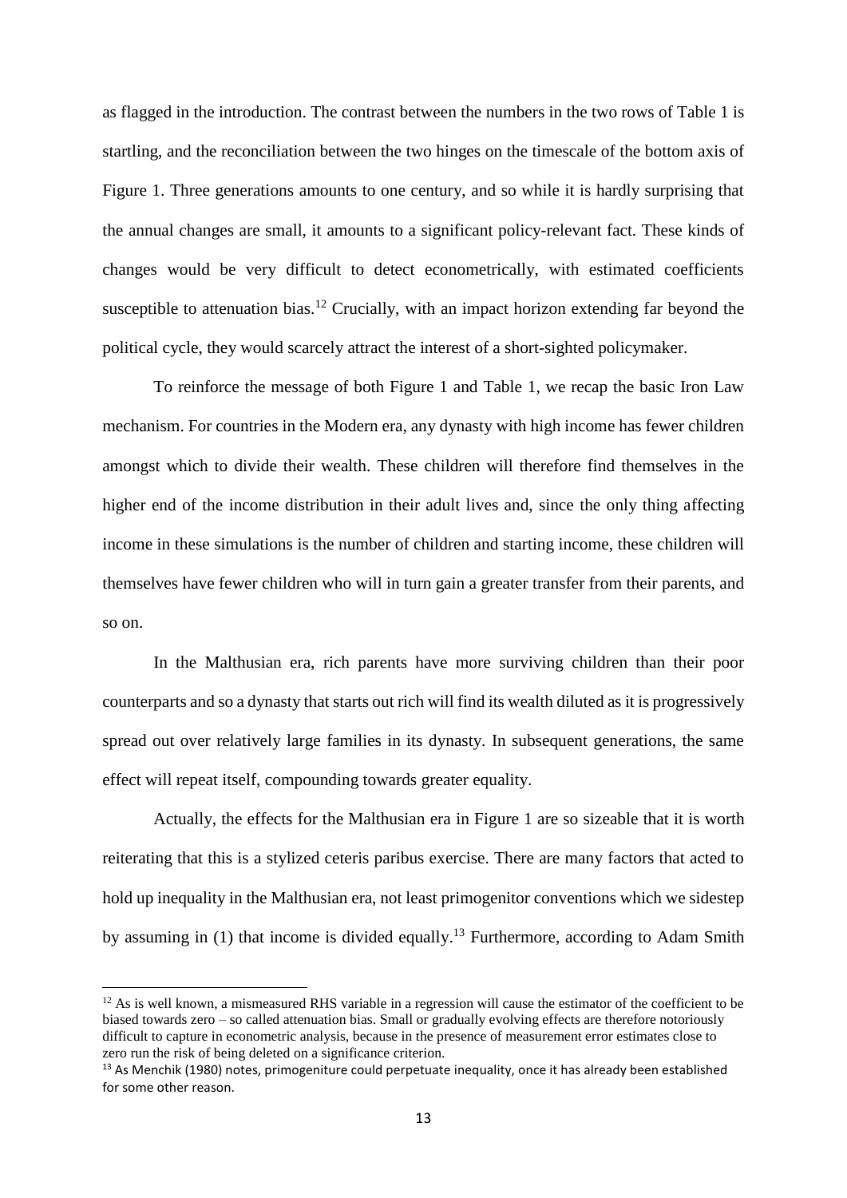as flagged in the introduction. The contrast between the numbers in the two rows of Table 1 is startling, and the reconciliation between the two hinges on the timescale of the bottom axis of Figure 1. Three generations amounts to one century, and so while it is hardly surprising that the annual changes are small, it amounts to a significant policy-relevant fact. These kinds of changes would be very difficult to detect econometrically, with estimated coefficients susceptible to attenuation bias.[12] Crucially, with an impact horizon extending far beyond the political cycle, they would scarcely attract the interest of a short-sighted policymaker.

To reinforce the message of both Figure 1 and Table 1, we recap the basic Iron Law mechanism. For countries in the Modern era, any dynasty with high income has fewer children amongst which to divide their wealth. These children will therefore find themselves in the higher end of the income distribution in their adult lives and, since the only thing affecting income in these simulations is the number of children and starting income, these children will themselves have fewer children who will in turn gain a greater transfer from their parents, and so on.

In the Malthusian era, rich parents have more surviving children than their poor counterparts and so a dynasty that starts out rich will find its wealth diluted as it is progressively spread out over relatively large families in its dynasty. In subsequent generations, the same effect will repeat itself, compounding towards greater equality.

Actually, the effects for the Malthusian era in Figure 1 are so sizeable that it is worth reiterating that this is a stylized ceteris paribus exercise. There are many factors that acted to hold up inequality in the Malthusian era, not least primogenitor conventions which we sidestep by assuming in (1) that income is divided equally.[13] Furthermore, according to Adam Smith

---

[12] As is well known, a mismeasured RHS variable in a regression will cause the estimator of the coefficient to be biased towards zero – so called attenuation bias. Small or gradually evolving effects are therefore notoriously difficult to capture in econometric analysis, because in the presence of measurement error estimates close to zero run the risk of being deleted on a significance criterion.

[13] As Menchik (1980) notes, primogeniture could perpetuate inequality, once it has already been established for some other reason.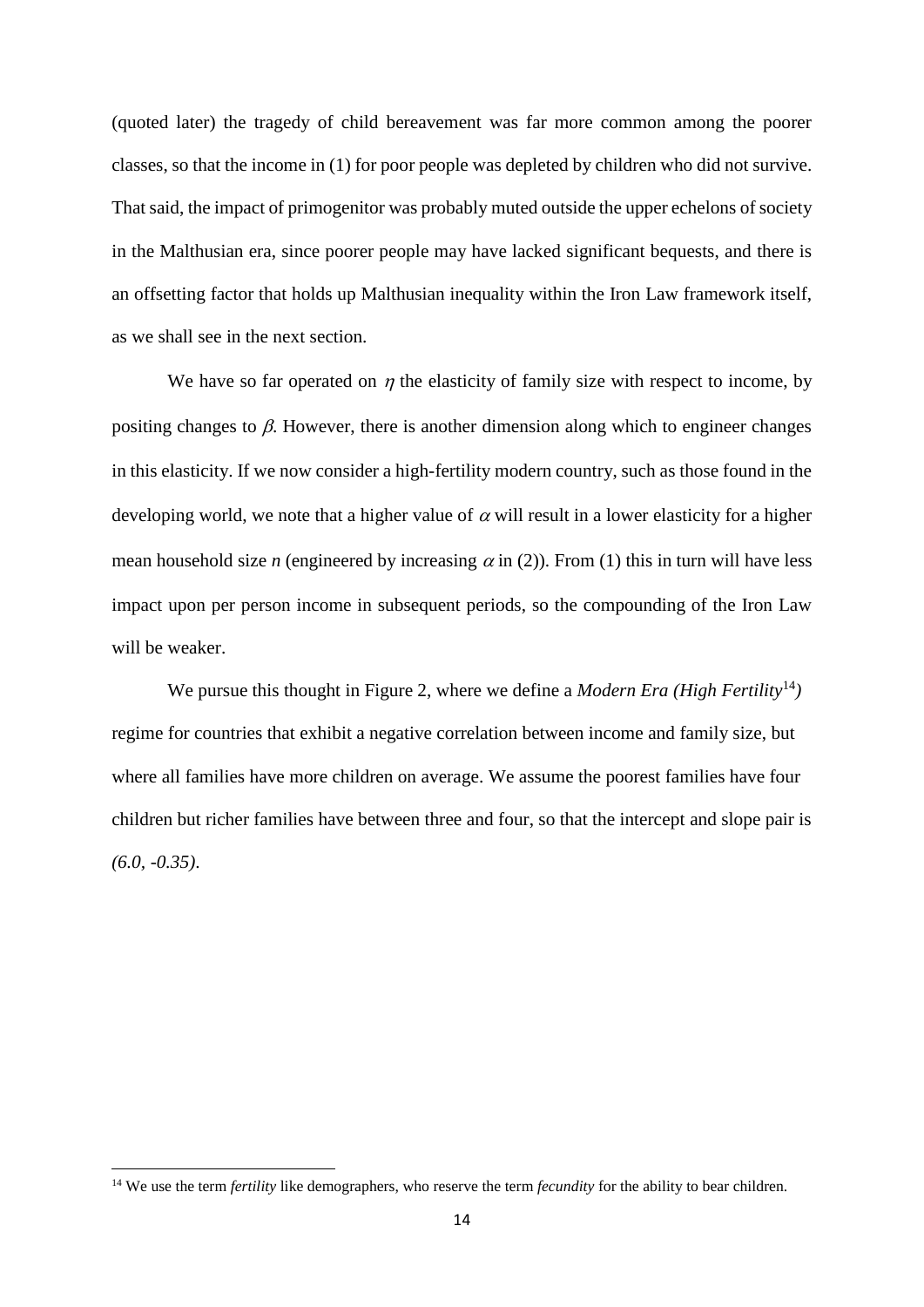(quoted later) the tragedy of child bereavement was far more common among the poorer classes, so that the income in (1) for poor people was depleted by children who did not survive. That said, the impact of primogenitor was probably muted outside the upper echelons of society in the Malthusian era, since poorer people may have lacked significant bequests, and there is an offsetting factor that holds up Malthusian inequality within the Iron Law framework itself, as we shall see in the next section.

We have so far operated on $\eta$ the elasticity of family size with respect to income, by positing changes to $\beta$. However, there is another dimension along which to engineer changes in this elasticity. If we now consider a high-fertility modern country, such as those found in the developing world, we note that a higher value of $\alpha$ will result in a lower elasticity for a higher mean household size *n* (engineered by increasing $\alpha$ in (2)). From (1) this in turn will have less impact upon per person income in subsequent periods, so the compounding of the Iron Law will be weaker.

We pursue this thought in Figure 2, where we define a *Modern Era (High Fertility*[14]*)* regime for countries that exhibit a negative correlation between income and family size, but where all families have more children on average. We assume the poorest families have four children but richer families have between three and four, so that the intercept and slope pair is *(6.0, -0.35)*.

[14] We use the term *fertility* like demographers, who reserve the term *fecundity* for the ability to bear children.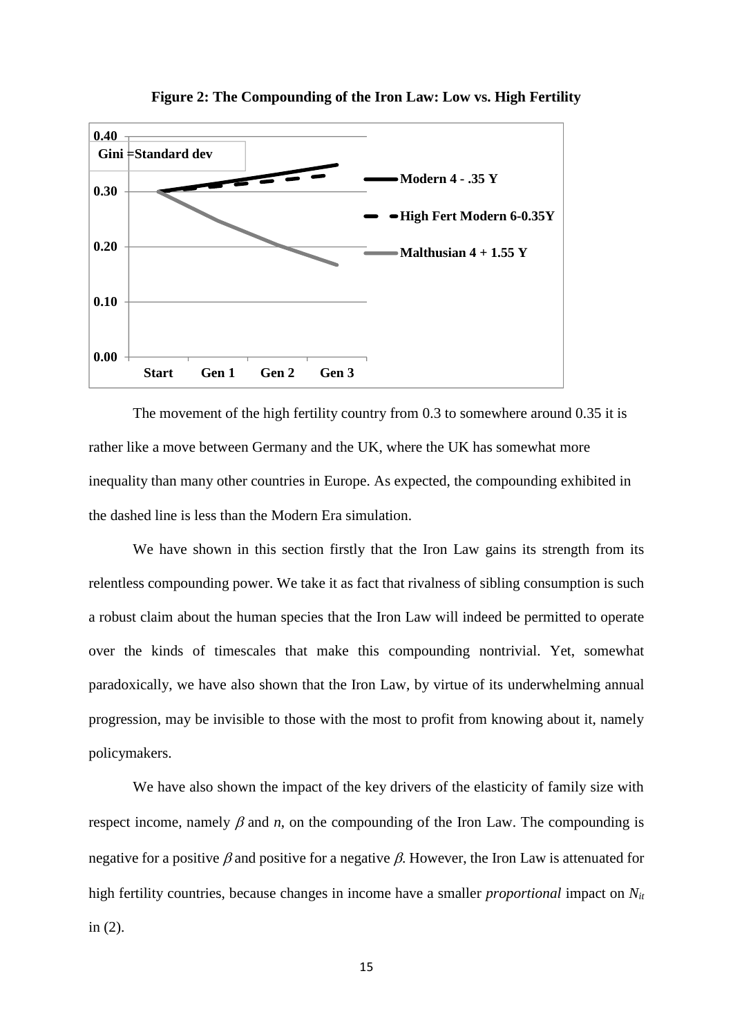**Figure 2: The Compounding of the Iron Law: Low vs. High Fertility**

The movement of the high fertility country from 0.3 to somewhere around 0.35 it is rather like a move between Germany and the UK, where the UK has somewhat more inequality than many other countries in Europe. As expected, the compounding exhibited in the dashed line is less than the Modern Era simulation.

We have shown in this section firstly that the Iron Law gains its strength from its relentless compounding power. We take it as fact that rivalness of sibling consumption is such a robust claim about the human species that the Iron Law will indeed be permitted to operate over the kinds of timescales that make this compounding nontrivial. Yet, somewhat paradoxically, we have also shown that the Iron Law, by virtue of its underwhelming annual progression, may be invisible to those with the most to profit from knowing about it, namely policymakers.

We have also shown the impact of the key drivers of the elasticity of family size with respect income, namely $\beta$ and $n$, on the compounding of the Iron Law. The compounding is negative for a positive $\beta$ and positive for a negative $\beta$. However, the Iron Law is attenuated for high fertility countries, because changes in income have a smaller *proportional* impact on $N_{it}$ in (2).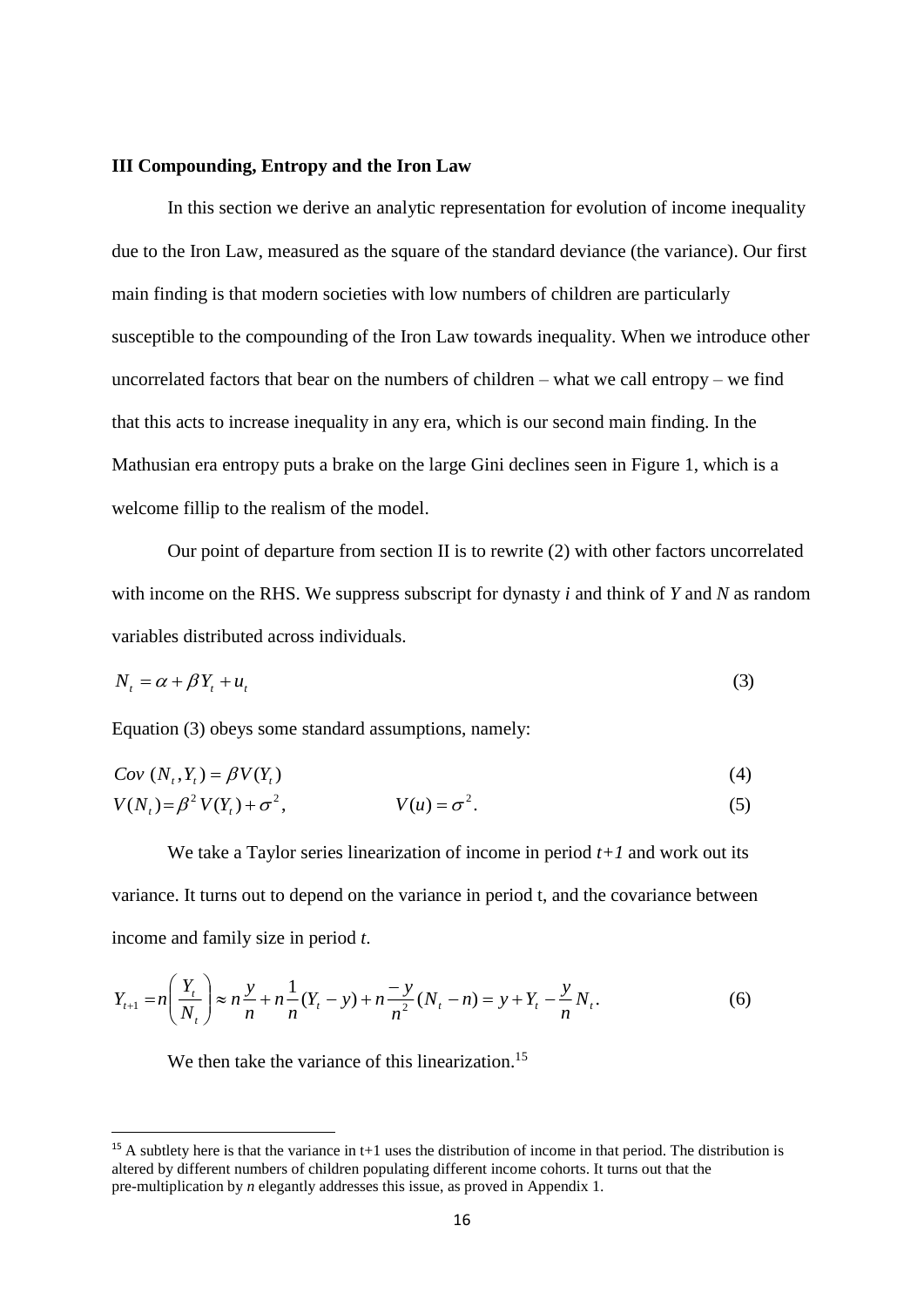**III Compounding, Entropy and the Iron Law**

In this section we derive an analytic representation for evolution of income inequality due to the Iron Law, measured as the square of the standard deviance (the variance). Our first main finding is that modern societies with low numbers of children are particularly susceptible to the compounding of the Iron Law towards inequality. When we introduce other uncorrelated factors that bear on the numbers of children – what we call entropy – we find that this acts to increase inequality in any era, which is our second main finding. In the Mathusian era entropy puts a brake on the large Gini declines seen in Figure 1, which is a welcome fillip to the realism of the model.

Our point of departure from section II is to rewrite (2) with other factors uncorrelated with income on the RHS. We suppress subscript for dynasty *i* and think of *Y* and *N* as random variables distributed across individuals.

$$N_t = \alpha + \beta Y_t + u_t \tag{3}$$

Equation (3) obeys some standard assumptions, namely:

$$Cov\ (N_t, Y_t) = \beta V(Y_t) \tag{4}$$

$$V(N_t) = \beta^2 V(Y_t) + \sigma^2, \qquad\qquad V(u) = \sigma^2. \tag{5}$$

We take a Taylor series linearization of income in period *t+1* and work out its variance. It turns out to depend on the variance in period t, and the covariance between income and family size in period *t*.

$$Y_{t+1} = n\left(\frac{Y_t}{N_t}\right) \approx n\frac{y}{n} + n\frac{1}{n}(Y_t - y) + n\frac{-y}{n^2}(N_t - n) = y + Y_t - \frac{y}{n}N_t. \tag{6}$$

We then take the variance of this linearization.[15]

[15] A subtlety here is that the variance in t+1 uses the distribution of income in that period. The distribution is altered by different numbers of children populating different income cohorts. It turns out that the pre-multiplication by *n* elegantly addresses this issue, as proved in Appendix 1.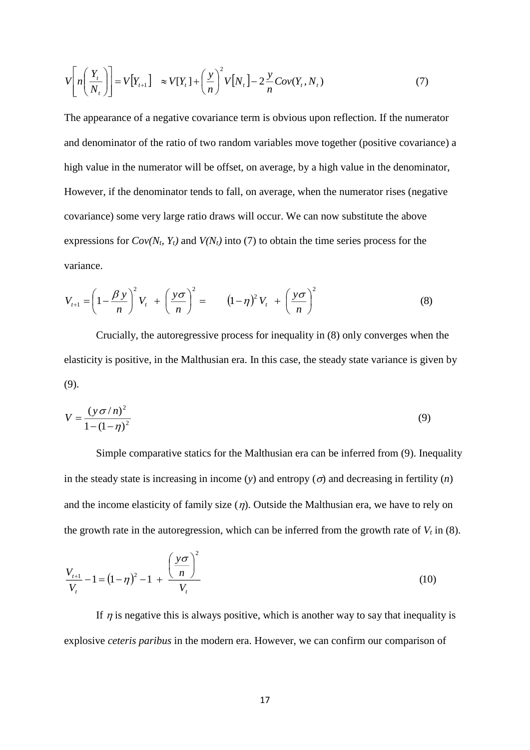$$V\left[n\left(\frac{Y_t}{N_t}\right)\right] = V\left[Y_{t+1}\right] \quad \approx V[Y_t] + \left(\frac{y}{n}\right)^2 V\left[N_t\right] - 2\frac{y}{n}Cov(Y_t, N_t) \tag{7}$$

The appearance of a negative covariance term is obvious upon reflection. If the numerator and denominator of the ratio of two random variables move together (positive covariance) a high value in the numerator will be offset, on average, by a high value in the denominator, However, if the denominator tends to fall, on average, when the numerator rises (negative covariance) some very large ratio draws will occur. We can now substitute the above expressions for $Cov(N_t, Y_t)$ and $V(N_t)$ into (7) to obtain the time series process for the variance.

$$V_{t+1} = \left(1 - \frac{\beta y}{n}\right)^2 V_t \; + \; \left(\frac{y\sigma}{n}\right)^2 = \qquad (1-\eta)^2 V_t \; + \; \left(\frac{y\sigma}{n}\right)^2 \tag{8}$$

Crucially, the autoregressive process for inequality in (8) only converges when the elasticity is positive, in the Malthusian era. In this case, the steady state variance is given by (9).

$$V = \frac{(y\sigma / n)^2}{1-(1-\eta)^2} \tag{9}$$

Simple comparative statics for the Malthusian era can be inferred from (9). Inequality in the steady state is increasing in income ($y$) and entropy ($\sigma$) and decreasing in fertility ($n$) and the income elasticity of family size ($\eta$). Outside the Malthusian era, we have to rely on the growth rate in the autoregression, which can be inferred from the growth rate of $V_t$ in (8).

$$\frac{V_{t+1}}{V_t} - 1 = (1-\eta)^2 - 1 \; + \; \frac{\left(\frac{y\sigma}{n}\right)^2}{V_t} \tag{10}$$

If $\eta$ is negative this is always positive, which is another way to say that inequality is explosive *ceteris paribus* in the modern era. However, we can confirm our comparison of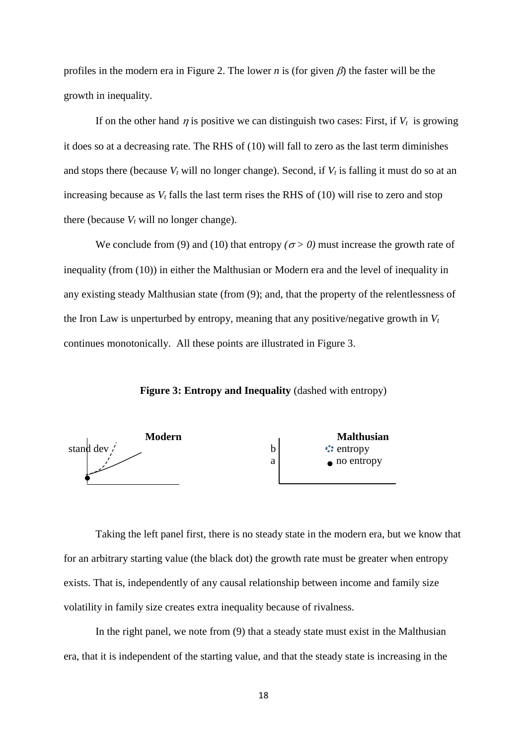profiles in the modern era in Figure 2. The lower $n$ is (for given $\beta$) the faster will be the growth in inequality.

If on the other hand $\eta$ is positive we can distinguish two cases: First, if $V_t$ is growing it does so at a decreasing rate. The RHS of (10) will fall to zero as the last term diminishes and stops there (because $V_t$ will no longer change). Second, if $V_t$ is falling it must do so at an increasing because as $V_t$ falls the last term rises the RHS of (10) will rise to zero and stop there (because $V_t$ will no longer change).

We conclude from (9) and (10) that entropy *($\sigma > 0$)* must increase the growth rate of inequality (from (10)) in either the Malthusian or Modern era and the level of inequality in any existing steady Malthusian state (from (9); and, that the property of the relentlessness of the Iron Law is unperturbed by entropy, meaning that any positive/negative growth in $V_t$ continues monotonically. All these points are illustrated in Figure 3.

**Figure 3: Entropy and Inequality** (dashed with entropy)

**Modern**

stand dev

**Malthusian**

b — entropy

a — no entropy

Taking the left panel first, there is no steady state in the modern era, but we know that for an arbitrary starting value (the black dot) the growth rate must be greater when entropy exists. That is, independently of any causal relationship between income and family size volatility in family size creates extra inequality because of rivalness.

In the right panel, we note from (9) that a steady state must exist in the Malthusian era, that it is independent of the starting value, and that the steady state is increasing in the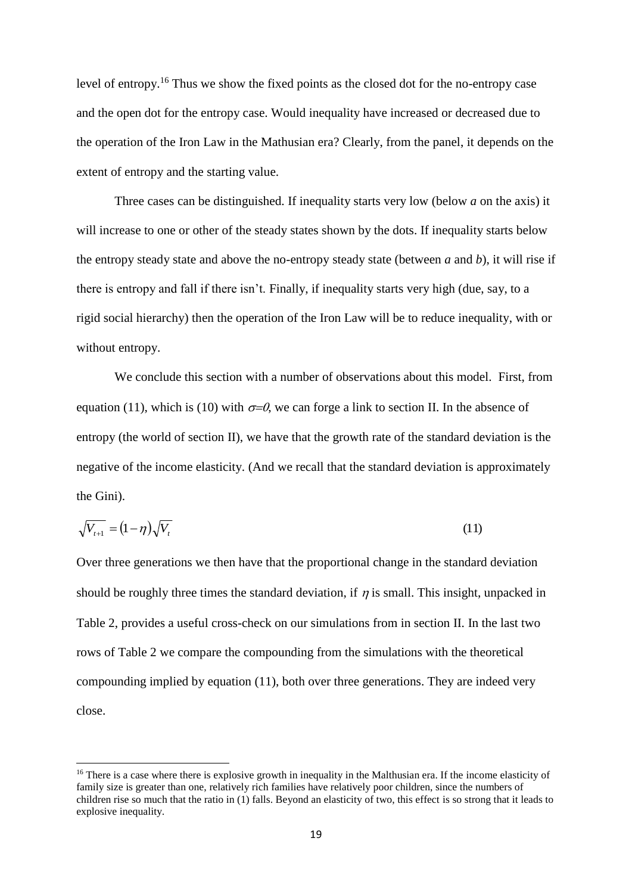level of entropy.[16] Thus we show the fixed points as the closed dot for the no-entropy case and the open dot for the entropy case. Would inequality have increased or decreased due to the operation of the Iron Law in the Mathusian era? Clearly, from the panel, it depends on the extent of entropy and the starting value.

Three cases can be distinguished. If inequality starts very low (below *a* on the axis) it will increase to one or other of the steady states shown by the dots. If inequality starts below the entropy steady state and above the no-entropy steady state (between *a* and *b*), it will rise if there is entropy and fall if there isn't. Finally, if inequality starts very high (due, say, to a rigid social hierarchy) then the operation of the Iron Law will be to reduce inequality, with or without entropy.

We conclude this section with a number of observations about this model. First, from equation (11), which is (10) with $\sigma=0$, we can forge a link to section II. In the absence of entropy (the world of section II), we have that the growth rate of the standard deviation is the negative of the income elasticity. (And we recall that the standard deviation is approximately the Gini).

$$\sqrt{V_{t+1}} = (1-\eta)\sqrt{V_t} \tag{11}$$

Over three generations we then have that the proportional change in the standard deviation should be roughly three times the standard deviation, if $\eta$ is small. This insight, unpacked in Table 2, provides a useful cross-check on our simulations from in section II. In the last two rows of Table 2 we compare the compounding from the simulations with the theoretical compounding implied by equation (11), both over three generations. They are indeed very close.

[16] There is a case where there is explosive growth in inequality in the Malthusian era. If the income elasticity of family size is greater than one, relatively rich families have relatively poor children, since the numbers of children rise so much that the ratio in (1) falls. Beyond an elasticity of two, this effect is so strong that it leads to explosive inequality.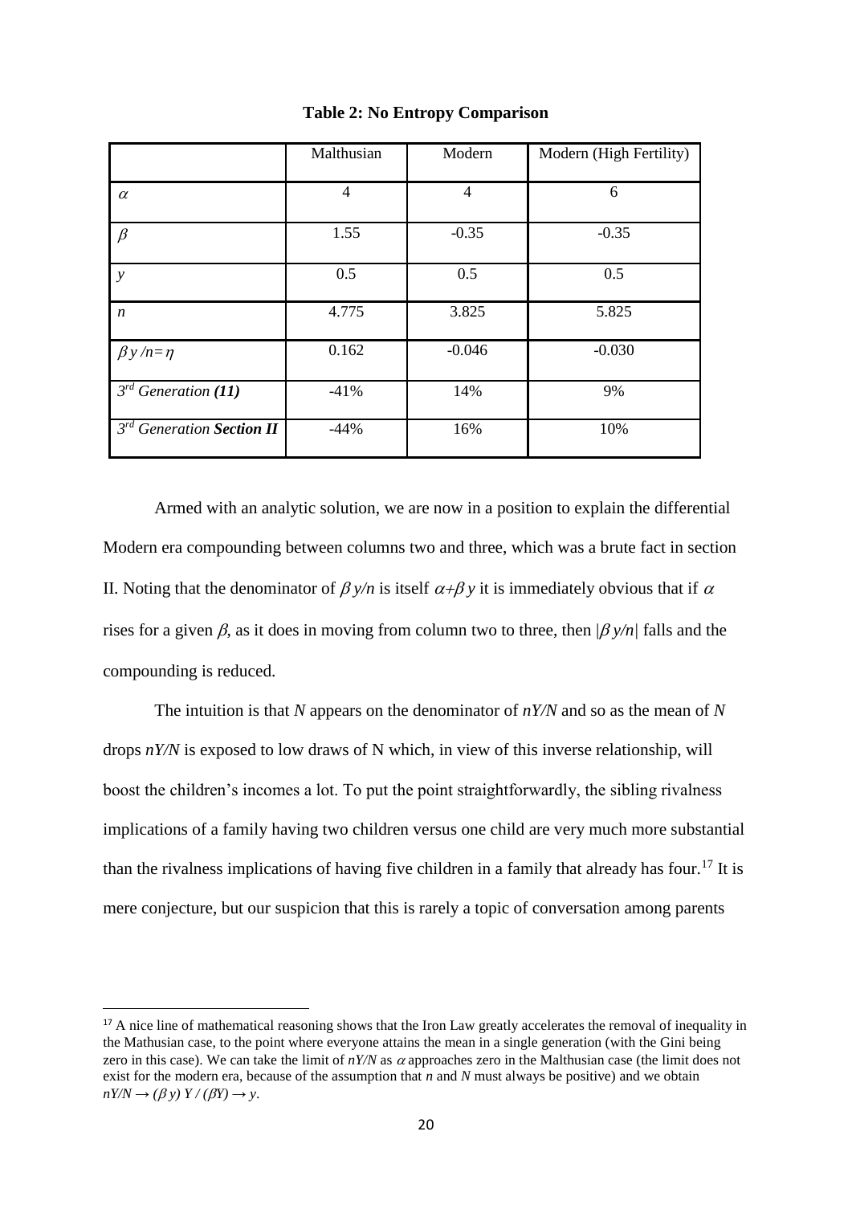**Table 2: No Entropy Comparison**

| | Malthusian | Modern | Modern (High Fertility) |
|---|---|---|---|
| $\alpha$ | 4 | 4 | 6 |
| $\beta$ | 1.55 | -0.35 | -0.35 |
| $y$ | 0.5 | 0.5 | 0.5 |
| $n$ | 4.775 | 3.825 | 5.825 |
| $\beta y/n = \eta$ | 0.162 | -0.046 | -0.030 |
| *3rd Generation **(11)*** | -41% | 14% | 9% |
| *3rd Generation **Section II*** | -44% | 16% | 10% |

Armed with an analytic solution, we are now in a position to explain the differential Modern era compounding between columns two and three, which was a brute fact in section II. Noting that the denominator of $\beta y/n$ is itself $\alpha+\beta y$ it is immediately obvious that if $\alpha$ rises for a given $\beta$, as it does in moving from column two to three, then $|\beta y/n|$ falls and the compounding is reduced.

The intuition is that $N$ appears on the denominator of $nY/N$ and so as the mean of $N$ drops $nY/N$ is exposed to low draws of N which, in view of this inverse relationship, will boost the children's incomes a lot. To put the point straightforwardly, the sibling rivalness implications of a family having two children versus one child are very much more substantial than the rivalness implications of having five children in a family that already has four.[17] It is mere conjecture, but our suspicion that this is rarely a topic of conversation among parents

[17] A nice line of mathematical reasoning shows that the Iron Law greatly accelerates the removal of inequality in the Mathusian case, to the point where everyone attains the mean in a single generation (with the Gini being zero in this case). We can take the limit of $nY/N$ as $\alpha$ approaches zero in the Malthusian case (the limit does not exist for the modern era, because of the assumption that $n$ and $N$ must always be positive) and we obtain $nY/N \rightarrow (\beta y)\, Y / (\beta Y) \rightarrow y$.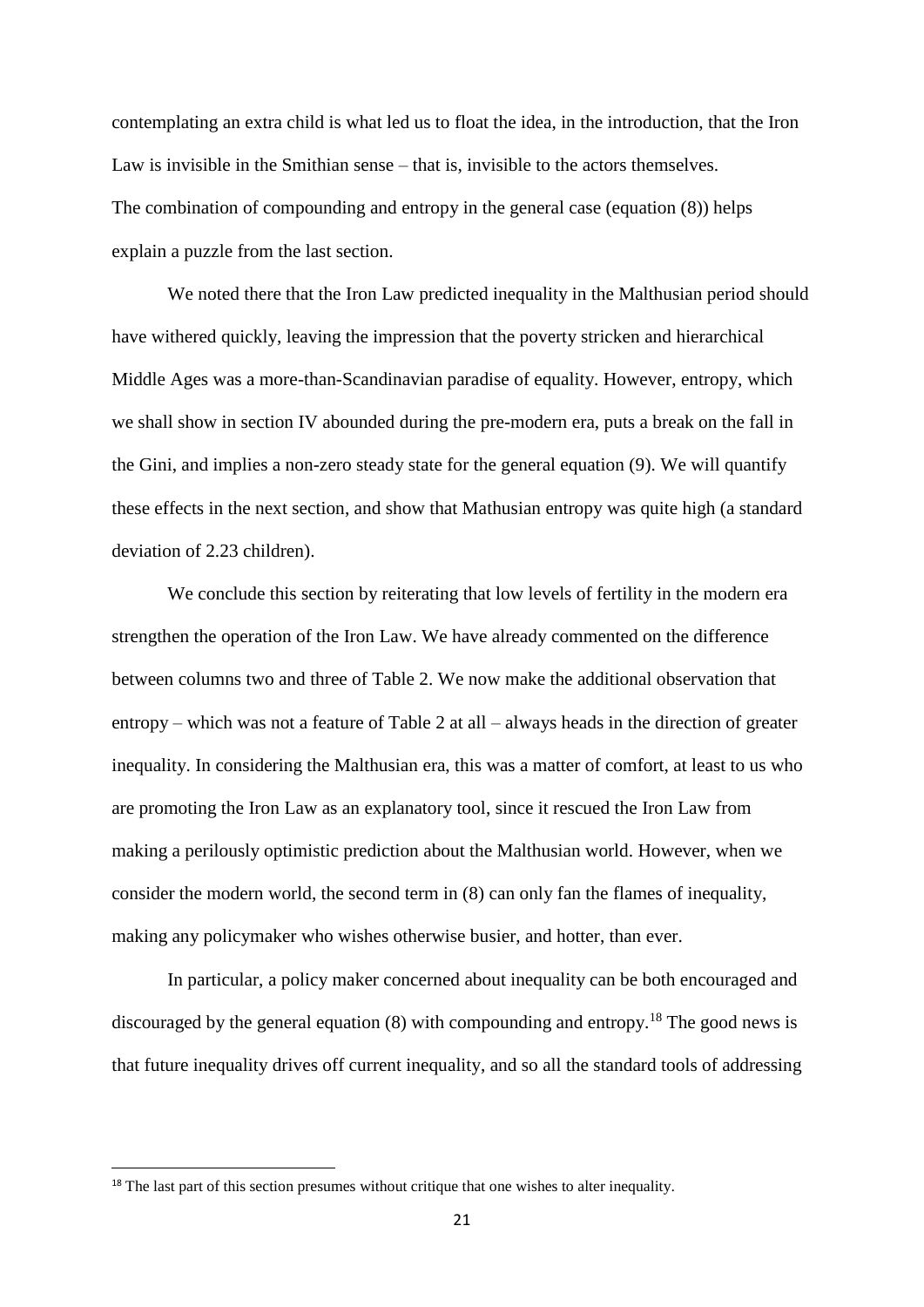contemplating an extra child is what led us to float the idea, in the introduction, that the Iron Law is invisible in the Smithian sense – that is, invisible to the actors themselves.
The combination of compounding and entropy in the general case (equation (8)) helps explain a puzzle from the last section.

We noted there that the Iron Law predicted inequality in the Malthusian period should have withered quickly, leaving the impression that the poverty stricken and hierarchical Middle Ages was a more-than-Scandinavian paradise of equality. However, entropy, which we shall show in section IV abounded during the pre-modern era, puts a break on the fall in the Gini, and implies a non-zero steady state for the general equation (9). We will quantify these effects in the next section, and show that Mathusian entropy was quite high (a standard deviation of 2.23 children).

We conclude this section by reiterating that low levels of fertility in the modern era strengthen the operation of the Iron Law. We have already commented on the difference between columns two and three of Table 2. We now make the additional observation that entropy – which was not a feature of Table 2 at all – always heads in the direction of greater inequality. In considering the Malthusian era, this was a matter of comfort, at least to us who are promoting the Iron Law as an explanatory tool, since it rescued the Iron Law from making a perilously optimistic prediction about the Malthusian world. However, when we consider the modern world, the second term in (8) can only fan the flames of inequality, making any policymaker who wishes otherwise busier, and hotter, than ever.

In particular, a policy maker concerned about inequality can be both encouraged and discouraged by the general equation (8) with compounding and entropy.[18] The good news is that future inequality drives off current inequality, and so all the standard tools of addressing

[18] The last part of this section presumes without critique that one wishes to alter inequality.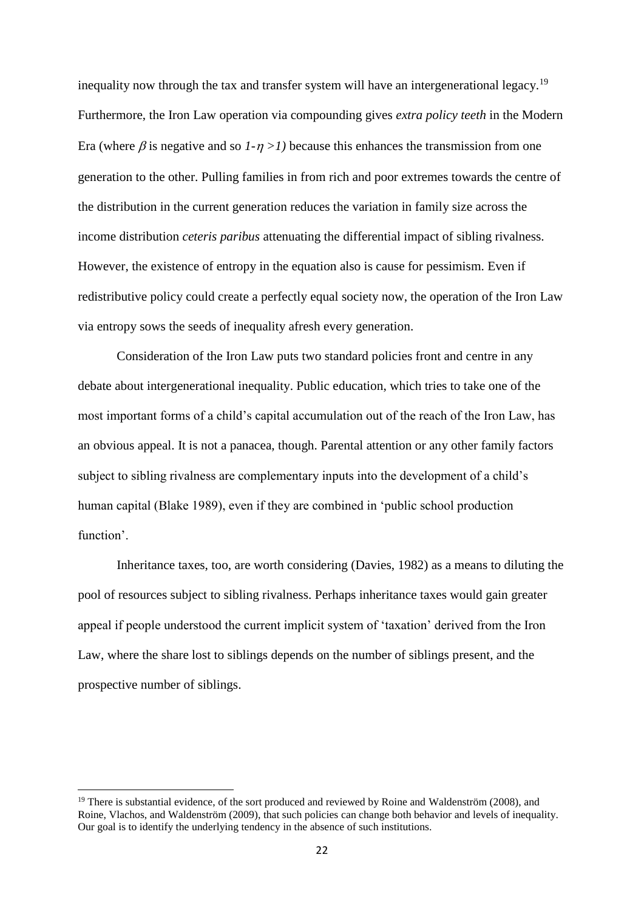inequality now through the tax and transfer system will have an intergenerational legacy.[19] Furthermore, the Iron Law operation via compounding gives *extra policy teeth* in the Modern Era (where $\beta$ is negative and so $1-\eta > 1$) because this enhances the transmission from one generation to the other. Pulling families in from rich and poor extremes towards the centre of the distribution in the current generation reduces the variation in family size across the income distribution *ceteris paribus* attenuating the differential impact of sibling rivalness. However, the existence of entropy in the equation also is cause for pessimism. Even if redistributive policy could create a perfectly equal society now, the operation of the Iron Law via entropy sows the seeds of inequality afresh every generation.

Consideration of the Iron Law puts two standard policies front and centre in any debate about intergenerational inequality. Public education, which tries to take one of the most important forms of a child's capital accumulation out of the reach of the Iron Law, has an obvious appeal. It is not a panacea, though. Parental attention or any other family factors subject to sibling rivalness are complementary inputs into the development of a child's human capital (Blake 1989), even if they are combined in 'public school production function'.

Inheritance taxes, too, are worth considering (Davies, 1982) as a means to diluting the pool of resources subject to sibling rivalness. Perhaps inheritance taxes would gain greater appeal if people understood the current implicit system of 'taxation' derived from the Iron Law, where the share lost to siblings depends on the number of siblings present, and the prospective number of siblings.

[19] There is substantial evidence, of the sort produced and reviewed by Roine and Waldenström (2008), and Roine, Vlachos, and Waldenström (2009), that such policies can change both behavior and levels of inequality. Our goal is to identify the underlying tendency in the absence of such institutions.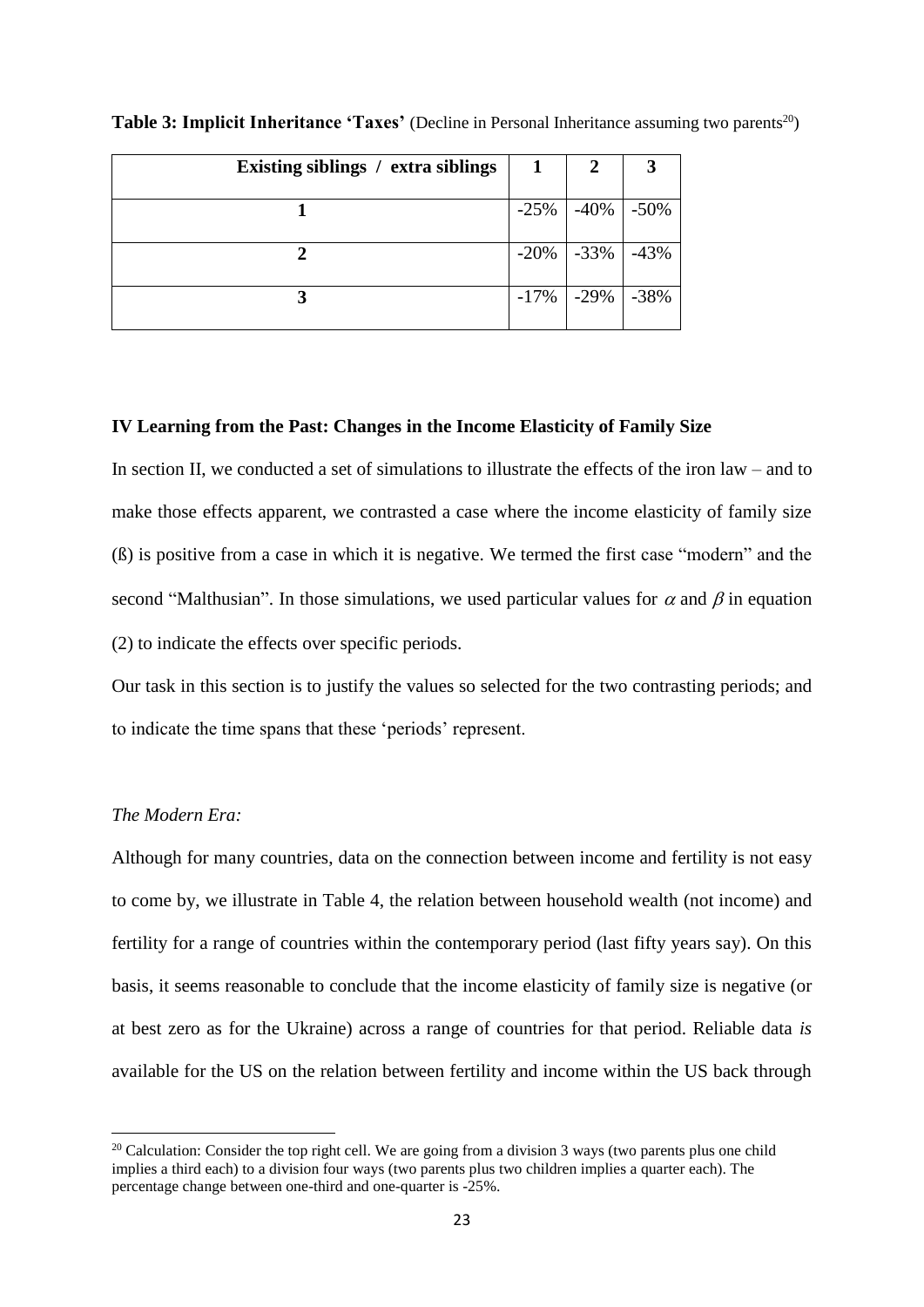**Table 3: Implicit Inheritance 'Taxes'** (Decline in Personal Inheritance assuming two parents[20])

| Existing siblings / extra siblings | 1 | 2 | 3 |
|---|---|---|---|
| 1 | -25% | -40% | -50% |
| 2 | -20% | -33% | -43% |
| 3 | -17% | -29% | -38% |

#### IV Learning from the Past: Changes in the Income Elasticity of Family Size

In section II, we conducted a set of simulations to illustrate the effects of the iron law – and to make those effects apparent, we contrasted a case where the income elasticity of family size (ß) is positive from a case in which it is negative. We termed the first case "modern" and the second "Malthusian". In those simulations, we used particular values for $\alpha$ and $\beta$ in equation (2) to indicate the effects over specific periods.

Our task in this section is to justify the values so selected for the two contrasting periods; and to indicate the time spans that these 'periods' represent.

*The Modern Era:*

Although for many countries, data on the connection between income and fertility is not easy to come by, we illustrate in Table 4, the relation between household wealth (not income) and fertility for a range of countries within the contemporary period (last fifty years say). On this basis, it seems reasonable to conclude that the income elasticity of family size is negative (or at best zero as for the Ukraine) across a range of countries for that period. Reliable data *is* available for the US on the relation between fertility and income within the US back through

[20] Calculation: Consider the top right cell. We are going from a division 3 ways (two parents plus one child implies a third each) to a division four ways (two parents plus two children implies a quarter each). The percentage change between one-third and one-quarter is -25%.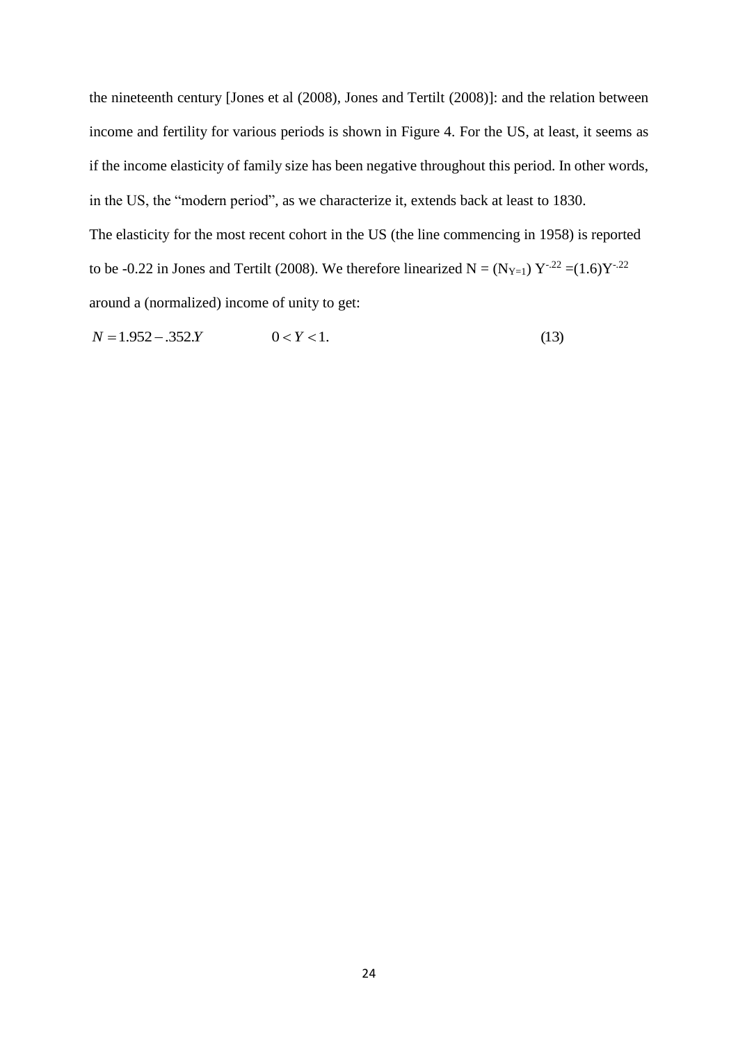the nineteenth century [Jones et al (2008), Jones and Tertilt (2008)]: and the relation between income and fertility for various periods is shown in Figure 4. For the US, at least, it seems as if the income elasticity of family size has been negative throughout this period. In other words, in the US, the "modern period", as we characterize it, extends back at least to 1830.

The elasticity for the most recent cohort in the US (the line commencing in 1958) is reported to be -0.22 in Jones and Tertilt (2008). We therefore linearized $N = (N_{Y=1})\, Y^{-.22} = (1.6)Y^{-.22}$ around a (normalized) income of unity to get:

$$N = 1.952 - .352.Y \qquad\qquad 0 < Y < 1. \qquad\qquad (13)$$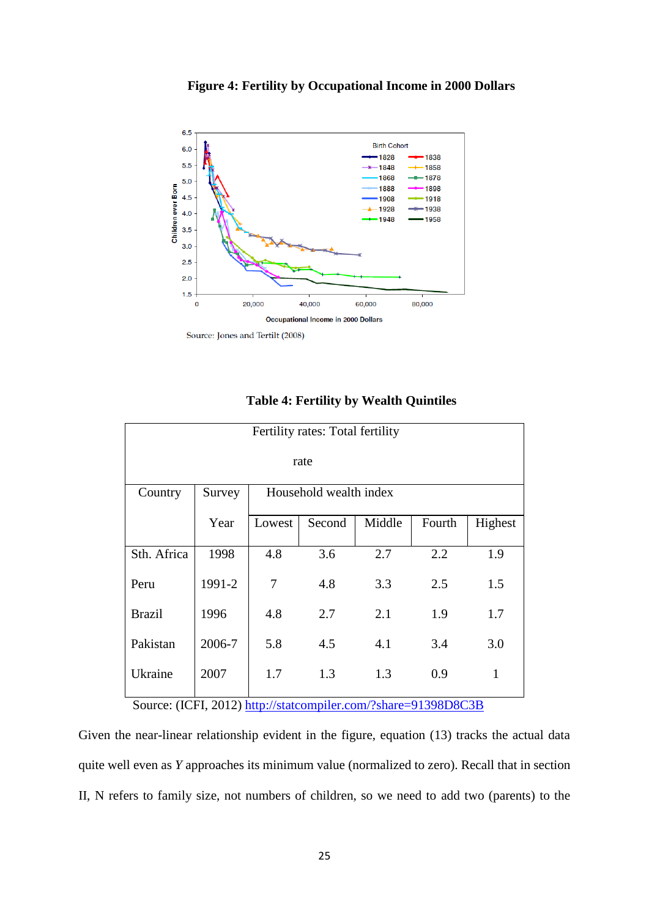**Figure 4: Fertility by Occupational Income in 2000 Dollars**

Source: Jones and Tertilt (2008)

**Table 4: Fertility by Wealth Quintiles**

| Fertility rates: Total fertility rate | | | | | | |
|---|---|---|---|---|---|---|
| Country | Survey Year | Household wealth index | | | | |
| | | Lowest | Second | Middle | Fourth | Highest |
| Sth. Africa | 1998 | 4.8 | 3.6 | 2.7 | 2.2 | 1.9 |
| Peru | 1991-2 | 7 | 4.8 | 3.3 | 2.5 | 1.5 |
| Brazil | 1996 | 4.8 | 2.7 | 2.1 | 1.9 | 1.7 |
| Pakistan | 2006-7 | 5.8 | 4.5 | 4.1 | 3.4 | 3.0 |
| Ukraine | 2007 | 1.7 | 1.3 | 1.3 | 0.9 | 1 |

Source: (ICFI, 2012) http://statcompiler.com/?share=91398D8C3B

Given the near-linear relationship evident in the figure, equation (13) tracks the actual data quite well even as *Y* approaches its minimum value (normalized to zero). Recall that in section II, N refers to family size, not numbers of children, so we need to add two (parents) to the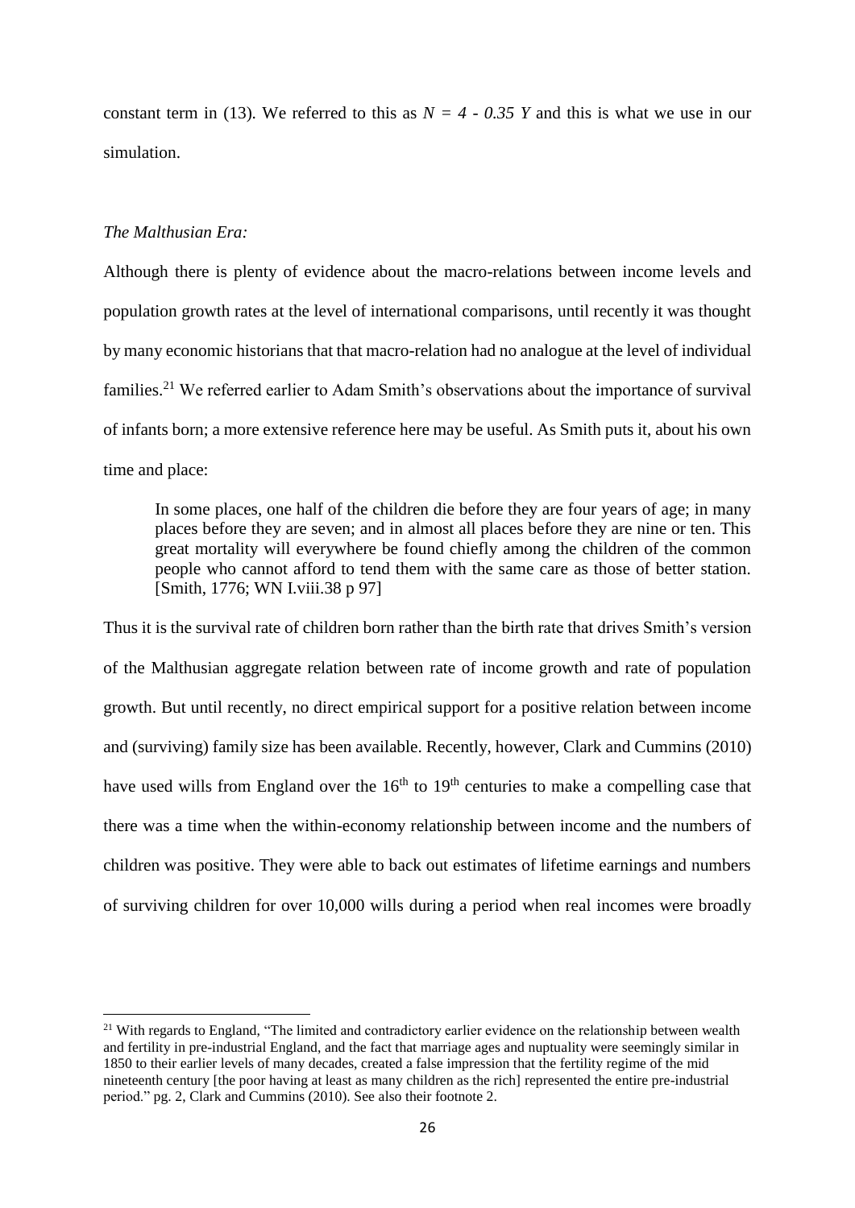constant term in (13). We referred to this as $N = 4 - 0.35\ Y$ and this is what we use in our simulation.

*The Malthusian Era:*

Although there is plenty of evidence about the macro-relations between income levels and population growth rates at the level of international comparisons, until recently it was thought by many economic historians that that macro-relation had no analogue at the level of individual families.[21] We referred earlier to Adam Smith's observations about the importance of survival of infants born; a more extensive reference here may be useful. As Smith puts it, about his own time and place:

> In some places, one half of the children die before they are four years of age; in many places before they are seven; and in almost all places before they are nine or ten. This great mortality will everywhere be found chiefly among the children of the common people who cannot afford to tend them with the same care as those of better station. [Smith, 1776; WN I.viii.38 p 97]

Thus it is the survival rate of children born rather than the birth rate that drives Smith's version of the Malthusian aggregate relation between rate of income growth and rate of population growth. But until recently, no direct empirical support for a positive relation between income and (surviving) family size has been available. Recently, however, Clark and Cummins (2010) have used wills from England over the 16th to 19th centuries to make a compelling case that there was a time when the within-economy relationship between income and the numbers of children was positive. They were able to back out estimates of lifetime earnings and numbers of surviving children for over 10,000 wills during a period when real incomes were broadly

[21] With regards to England, "The limited and contradictory earlier evidence on the relationship between wealth and fertility in pre-industrial England, and the fact that marriage ages and nuptuality were seemingly similar in 1850 to their earlier levels of many decades, created a false impression that the fertility regime of the mid nineteenth century [the poor having at least as many children as the rich] represented the entire pre-industrial period." pg. 2, Clark and Cummins (2010). See also their footnote 2.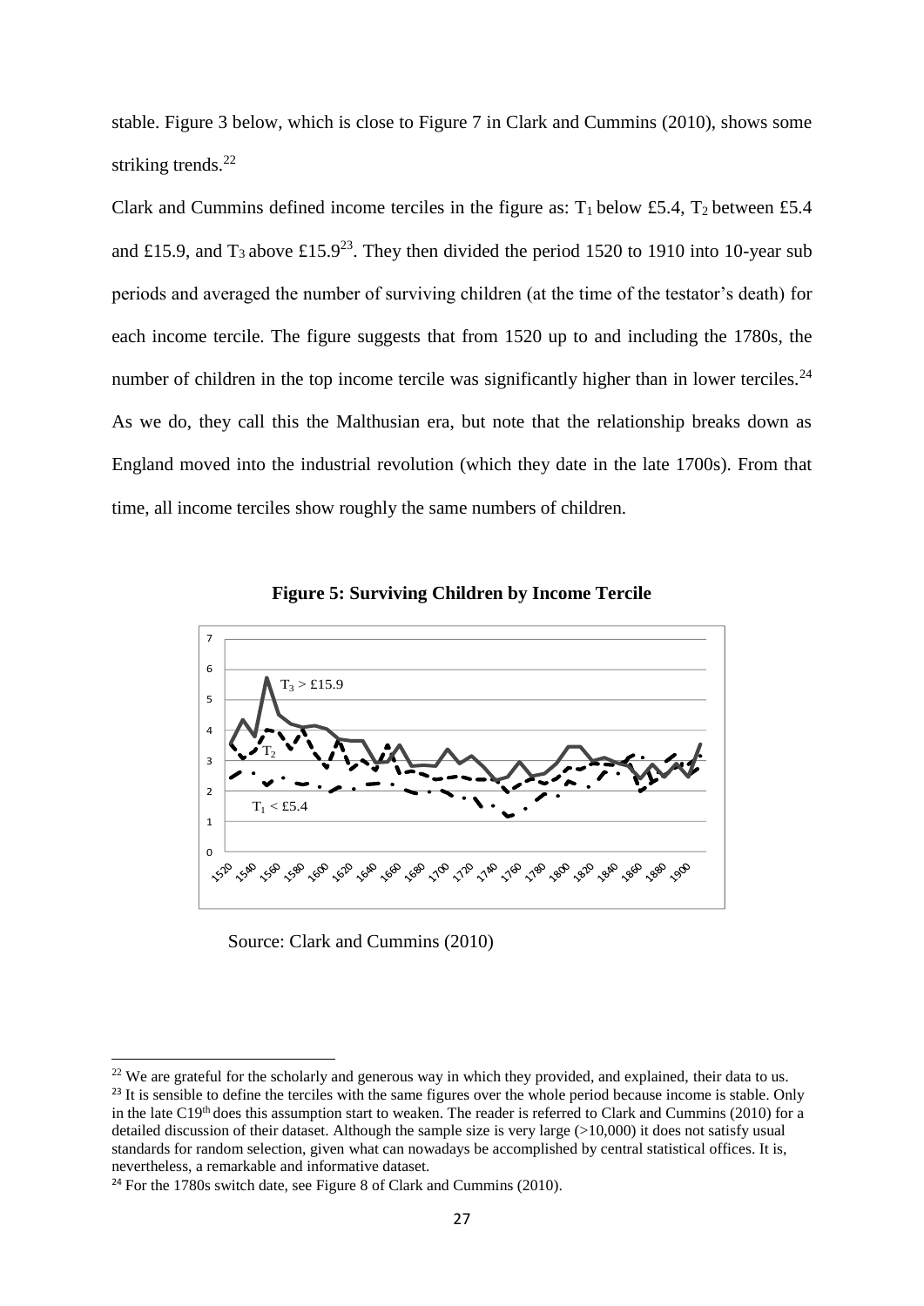stable. Figure 3 below, which is close to Figure 7 in Clark and Cummins (2010), shows some striking trends.[22]

Clark and Cummins defined income terciles in the figure as: $T_1$ below £5.4, $T_2$ between £5.4 and £15.9, and $T_3$ above £15.9[23]. They then divided the period 1520 to 1910 into 10-year sub periods and averaged the number of surviving children (at the time of the testator's death) for each income tercile. The figure suggests that from 1520 up to and including the 1780s, the number of children in the top income tercile was significantly higher than in lower terciles.[24] As we do, they call this the Malthusian era, but note that the relationship breaks down as England moved into the industrial revolution (which they date in the late 1700s). From that time, all income terciles show roughly the same numbers of children.

**Figure 5: Surviving Children by Income Tercile**

Source: Clark and Cummins (2010)

[22] We are grateful for the scholarly and generous way in which they provided, and explained, their data to us.

[23] It is sensible to define the terciles with the same figures over the whole period because income is stable. Only in the late C19th does this assumption start to weaken. The reader is referred to Clark and Cummins (2010) for a detailed discussion of their dataset. Although the sample size is very large (>10,000) it does not satisfy usual standards for random selection, given what can nowadays be accomplished by central statistical offices. It is, nevertheless, a remarkable and informative dataset.

[24] For the 1780s switch date, see Figure 8 of Clark and Cummins (2010).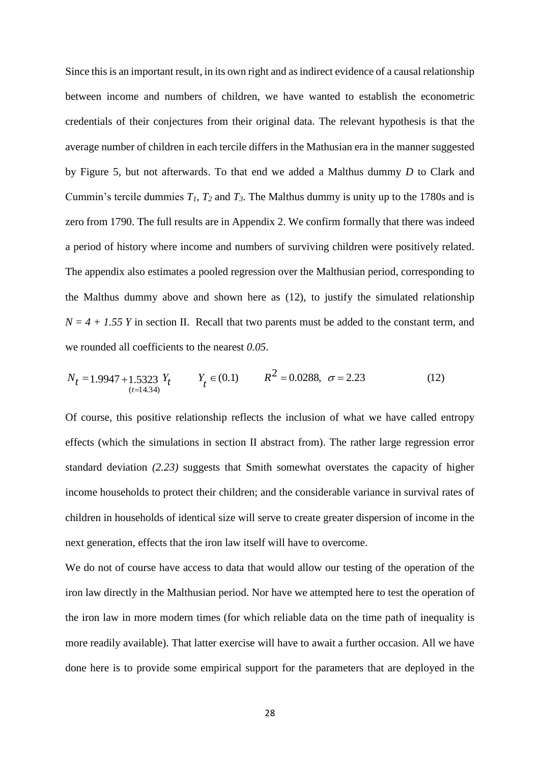Since this is an important result, in its own right and as indirect evidence of a causal relationship between income and numbers of children, we have wanted to establish the econometric credentials of their conjectures from their original data. The relevant hypothesis is that the average number of children in each tercile differs in the Mathusian era in the manner suggested by Figure 5, but not afterwards. To that end we added a Malthus dummy *D* to Clark and Cummin's tercile dummies $T_1$, $T_2$ and $T_3$. The Malthus dummy is unity up to the 1780s and is zero from 1790. The full results are in Appendix 2. We confirm formally that there was indeed a period of history where income and numbers of surviving children were positively related. The appendix also estimates a pooled regression over the Malthusian period, corresponding to the Malthus dummy above and shown here as (12), to justify the simulated relationship $N = 4 + 1.55\,Y$ in section II. Recall that two parents must be added to the constant term, and we rounded all coefficients to the nearest *0.05*.

$$N_t = 1.9947 + \underset{(t=14.34)}{1.5323}\, Y_t \qquad Y_t \in (0.1) \qquad R^2 = 0.0288,\ \sigma = 2.23 \tag{12}$$

Of course, this positive relationship reflects the inclusion of what we have called entropy effects (which the simulations in section II abstract from). The rather large regression error standard deviation *(2.23)* suggests that Smith somewhat overstates the capacity of higher income households to protect their children; and the considerable variance in survival rates of children in households of identical size will serve to create greater dispersion of income in the next generation, effects that the iron law itself will have to overcome.

We do not of course have access to data that would allow our testing of the operation of the iron law directly in the Malthusian period. Nor have we attempted here to test the operation of the iron law in more modern times (for which reliable data on the time path of inequality is more readily available). That latter exercise will have to await a further occasion. All we have done here is to provide some empirical support for the parameters that are deployed in the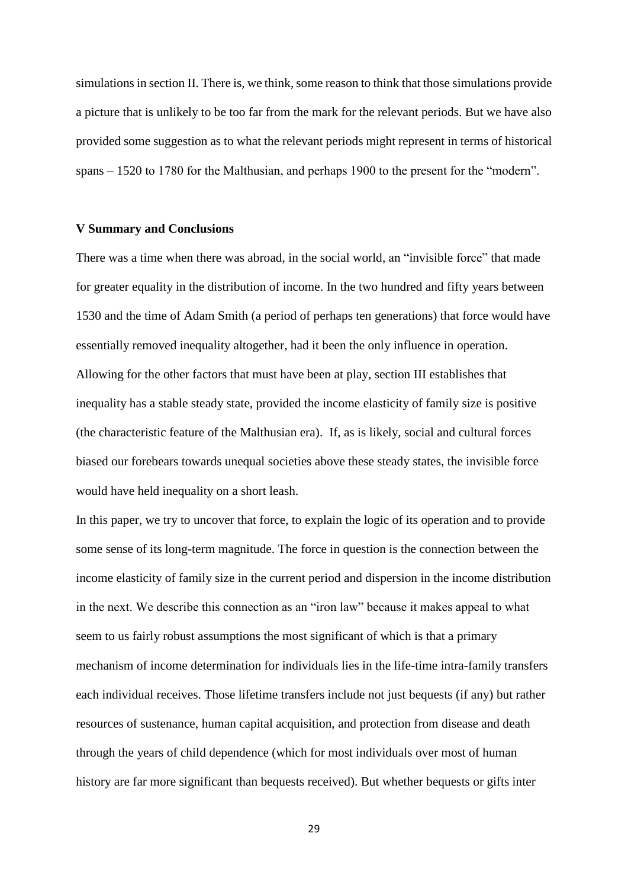simulations in section II. There is, we think, some reason to think that those simulations provide a picture that is unlikely to be too far from the mark for the relevant periods. But we have also provided some suggestion as to what the relevant periods might represent in terms of historical spans – 1520 to 1780 for the Malthusian, and perhaps 1900 to the present for the "modern".

## V Summary and Conclusions

There was a time when there was abroad, in the social world, an "invisible force" that made for greater equality in the distribution of income. In the two hundred and fifty years between 1530 and the time of Adam Smith (a period of perhaps ten generations) that force would have essentially removed inequality altogether, had it been the only influence in operation. Allowing for the other factors that must have been at play, section III establishes that inequality has a stable steady state, provided the income elasticity of family size is positive (the characteristic feature of the Malthusian era). If, as is likely, social and cultural forces biased our forebears towards unequal societies above these steady states, the invisible force would have held inequality on a short leash.

In this paper, we try to uncover that force, to explain the logic of its operation and to provide some sense of its long-term magnitude. The force in question is the connection between the income elasticity of family size in the current period and dispersion in the income distribution in the next. We describe this connection as an "iron law" because it makes appeal to what seem to us fairly robust assumptions the most significant of which is that a primary mechanism of income determination for individuals lies in the life-time intra-family transfers each individual receives. Those lifetime transfers include not just bequests (if any) but rather resources of sustenance, human capital acquisition, and protection from disease and death through the years of child dependence (which for most individuals over most of human history are far more significant than bequests received). But whether bequests or gifts inter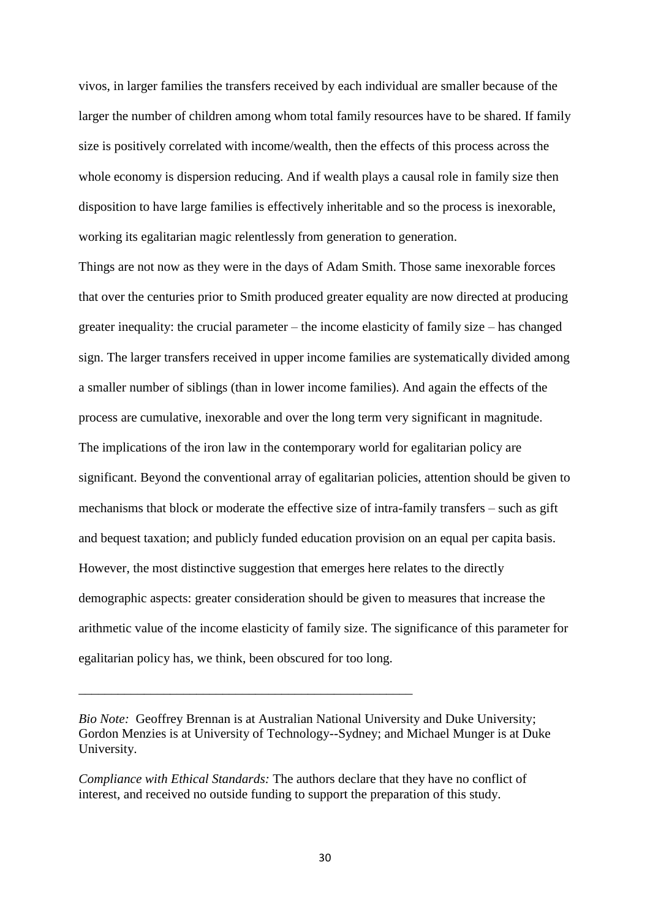vivos, in larger families the transfers received by each individual are smaller because of the larger the number of children among whom total family resources have to be shared. If family size is positively correlated with income/wealth, then the effects of this process across the whole economy is dispersion reducing. And if wealth plays a causal role in family size then disposition to have large families is effectively inheritable and so the process is inexorable, working its egalitarian magic relentlessly from generation to generation.

Things are not now as they were in the days of Adam Smith. Those same inexorable forces that over the centuries prior to Smith produced greater equality are now directed at producing greater inequality: the crucial parameter – the income elasticity of family size – has changed sign. The larger transfers received in upper income families are systematically divided among a smaller number of siblings (than in lower income families). And again the effects of the process are cumulative, inexorable and over the long term very significant in magnitude.

The implications of the iron law in the contemporary world for egalitarian policy are significant. Beyond the conventional array of egalitarian policies, attention should be given to mechanisms that block or moderate the effective size of intra-family transfers – such as gift and bequest taxation; and publicly funded education provision on an equal per capita basis. However, the most distinctive suggestion that emerges here relates to the directly demographic aspects: greater consideration should be given to measures that increase the arithmetic value of the income elasticity of family size. The significance of this parameter for egalitarian policy has, we think, been obscured for too long.

---

*Bio Note:* Geoffrey Brennan is at Australian National University and Duke University; Gordon Menzies is at University of Technology--Sydney; and Michael Munger is at Duke University.

*Compliance with Ethical Standards:* The authors declare that they have no conflict of interest, and received no outside funding to support the preparation of this study.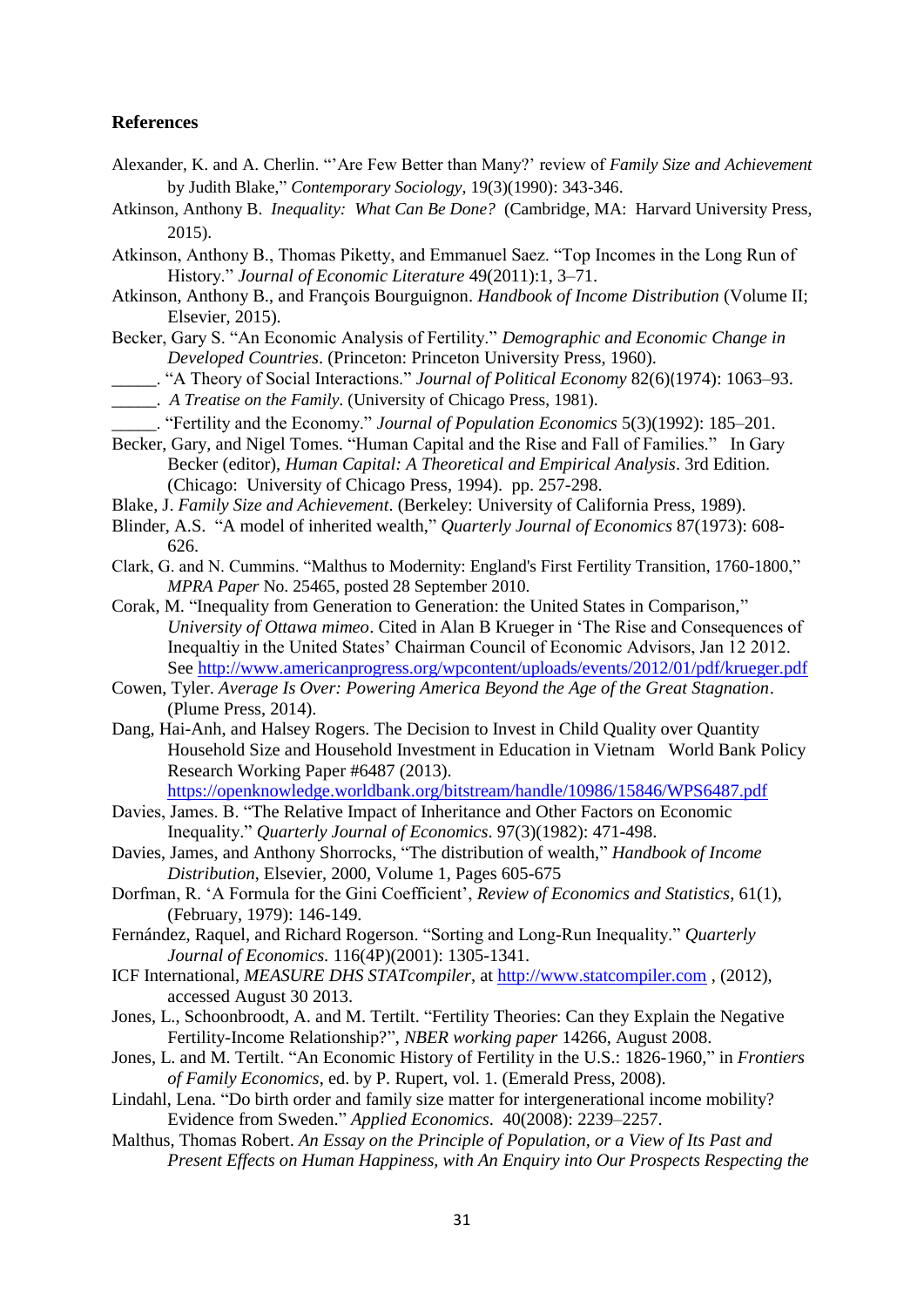## References

Alexander, K. and A. Cherlin. "'Are Few Better than Many?' review of *Family Size and Achievement* by Judith Blake," *Contemporary Sociology*, 19(3)(1990): 343-346.

Atkinson, Anthony B. *Inequality: What Can Be Done?* (Cambridge, MA: Harvard University Press, 2015).

Atkinson, Anthony B., Thomas Piketty, and Emmanuel Saez. "Top Incomes in the Long Run of History." *Journal of Economic Literature* 49(2011):1, 3–71.

Atkinson, Anthony B., and François Bourguignon. *Handbook of Income Distribution* (Volume II; Elsevier, 2015).

Becker, Gary S. "An Economic Analysis of Fertility." *Demographic and Economic Change in Developed Countries*. (Princeton: Princeton University Press, 1960).

_____. "A Theory of Social Interactions." *Journal of Political Economy* 82(6)(1974): 1063–93.

_____. *A Treatise on the Family*. (University of Chicago Press, 1981).

_____. "Fertility and the Economy." *Journal of Population Economics* 5(3)(1992): 185–201.

Becker, Gary, and Nigel Tomes. "Human Capital and the Rise and Fall of Families." In Gary Becker (editor), *Human Capital: A Theoretical and Empirical Analysis*. 3rd Edition. (Chicago: University of Chicago Press, 1994). pp. 257-298.

Blake, J. *Family Size and Achievement*. (Berkeley: University of California Press, 1989).

Blinder, A.S. "A model of inherited wealth," *Quarterly Journal of Economics* 87(1973): 608-626.

Clark, G. and N. Cummins. "Malthus to Modernity: England's First Fertility Transition, 1760-1800," *MPRA Paper* No. 25465, posted 28 September 2010.

Corak, M. "Inequality from Generation to Generation: the United States in Comparison," *University of Ottawa mimeo*. Cited in Alan B Krueger in 'The Rise and Consequences of Inequaltiy in the United States' Chairman Council of Economic Advisors, Jan 12 2012. See http://www.americanprogress.org/wpcontent/uploads/events/2012/01/pdf/krueger.pdf

Cowen, Tyler. *Average Is Over: Powering America Beyond the Age of the Great Stagnation*. (Plume Press, 2014).

Dang, Hai-Anh, and Halsey Rogers. The Decision to Invest in Child Quality over Quantity Household Size and Household Investment in Education in Vietnam World Bank Policy Research Working Paper #6487 (2013). https://openknowledge.worldbank.org/bitstream/handle/10986/15846/WPS6487.pdf

Davies, James. B. "The Relative Impact of Inheritance and Other Factors on Economic Inequality." *Quarterly Journal of Economics*. 97(3)(1982): 471-498.

Davies, James, and Anthony Shorrocks, "The distribution of wealth," *Handbook of Income Distribution*, Elsevier, 2000, Volume 1, Pages 605-675

Dorfman, R. 'A Formula for the Gini Coefficient', *Review of Economics and Statistics*, 61(1), (February, 1979): 146-149.

Fernández, Raquel, and Richard Rogerson. "Sorting and Long-Run Inequality." *Quarterly Journal of Economics*. 116(4P)(2001): 1305-1341.

ICF International, *MEASURE DHS STATcompiler*, at http://www.statcompiler.com , (2012), accessed August 30 2013.

Jones, L., Schoonbroodt, A. and M. Tertilt. "Fertility Theories: Can they Explain the Negative Fertility-Income Relationship?", *NBER working paper* 14266, August 2008.

Jones, L. and M. Tertilt. "An Economic History of Fertility in the U.S.: 1826-1960," in *Frontiers of Family Economics*, ed. by P. Rupert, vol. 1. (Emerald Press, 2008).

Lindahl, Lena. "Do birth order and family size matter for intergenerational income mobility? Evidence from Sweden." *Applied Economics*. 40(2008): 2239–2257.

Malthus, Thomas Robert. *An Essay on the Principle of Population, or a View of Its Past and Present Effects on Human Happiness, with An Enquiry into Our Prospects Respecting the*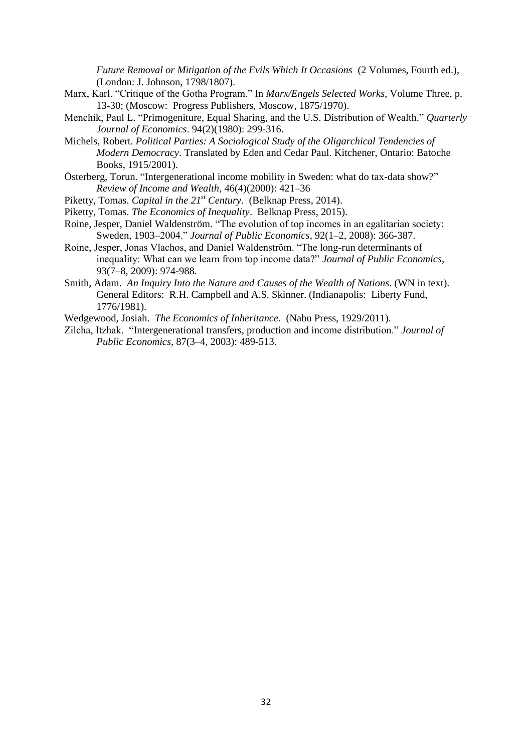*Future Removal or Mitigation of the Evils Which It Occasions* (2 Volumes, Fourth ed.), (London: J. Johnson, 1798/1807).

Marx, Karl. "Critique of the Gotha Program." In *Marx/Engels Selected Works*, Volume Three, p. 13-30; (Moscow: Progress Publishers, Moscow, 1875/1970).

Menchik, Paul L. "Primogeniture, Equal Sharing, and the U.S. Distribution of Wealth." *Quarterly Journal of Economics*. 94(2)(1980): 299-316.

Michels, Robert. *Political Parties: A Sociological Study of the Oligarchical Tendencies of Modern Democracy*. Translated by Eden and Cedar Paul. Kitchener, Ontario: Batoche Books, 1915/2001).

Österberg, Torun. "Intergenerational income mobility in Sweden: what do tax-data show?" *Review of Income and Wealth*, 46(4)(2000): 421–36

Piketty, Tomas. *Capital in the 21st Century*. (Belknap Press, 2014).

Piketty, Tomas. *The Economics of Inequality*. Belknap Press, 2015).

Roine, Jesper, Daniel Waldenström. "The evolution of top incomes in an egalitarian society: Sweden, 1903–2004." *Journal of Public Economics*, 92(1–2, 2008): 366-387.

Roine, Jesper, Jonas Vlachos, and Daniel Waldenström. "The long-run determinants of inequality: What can we learn from top income data?" *Journal of Public Economics*, 93(7–8, 2009): 974-988.

Smith, Adam. *An Inquiry Into the Nature and Causes of the Wealth of Nations*. (WN in text). General Editors: R.H. Campbell and A.S. Skinner. (Indianapolis: Liberty Fund, 1776/1981).

Wedgewood, Josiah. *The Economics of Inheritance*. (Nabu Press, 1929/2011).

Zilcha, Itzhak. "Intergenerational transfers, production and income distribution." *Journal of Public Economics*, 87(3–4, 2003): 489-513.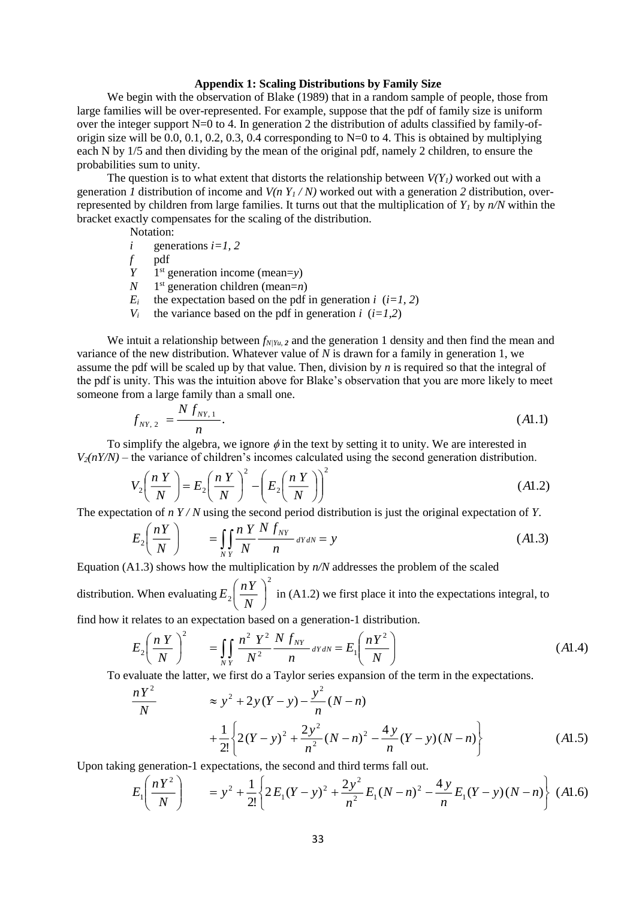## Appendix 1: Scaling Distributions by Family Size

We begin with the observation of Blake (1989) that in a random sample of people, those from large families will be over-represented. For example, suppose that the pdf of family size is uniform over the integer support N=0 to 4. In generation 2 the distribution of adults classified by family-of-origin size will be 0.0, 0.1, 0.2, 0.3, 0.4 corresponding to N=0 to 4. This is obtained by multiplying each N by 1/5 and then dividing by the mean of the original pdf, namely 2 children, to ensure the probabilities sum to unity.

The question is to what extent that distorts the relationship between $V(Y_1)$ worked out with a generation *1* distribution of income and $V(n\, Y_1 / N)$ worked out with a generation *2* distribution, over-represented by children from large families. It turns out that the multiplication of $Y_1$ by $n/N$ within the bracket exactly compensates for the scaling of the distribution.

Notation:

- $i$ generations $i=1, 2$
- $f$ pdf
- $Y$ 1st generation income (mean=$y$)
- $N$ 1st generation children (mean=$n$)
- $E_i$ the expectation based on the pdf in generation $i$ ($i=1, 2$)
- $V_i$ the variance based on the pdf in generation $i$ ($i=1,2$)

We intuit a relationship between $f_{N|Yu,\,2}$ and the generation 1 density and then find the mean and variance of the new distribution. Whatever value of $N$ is drawn for a family in generation 1, we assume the pdf will be scaled up by that value. Then, division by $n$ is required so that the integral of the pdf is unity. This was the intuition above for Blake's observation that you are more likely to meet someone from a large family than a small one.

$$f_{NY,\,2} = \frac{N\, f_{NY,\,1}}{n}. \qquad (A1.1)$$

To simplify the algebra, we ignore $\phi$ in the text by setting it to unity. We are interested in $V_2(nY/N)$ – the variance of children's incomes calculated using the second generation distribution.

$$V_2\left(\frac{n\,Y}{N}\right) = E_2\left(\frac{n\,Y}{N}\right)^2 - \left(E_2\left(\frac{n\,Y}{N}\right)\right)^2 \qquad (A1.2)$$

The expectation of $n\,Y / N$ using the second period distribution is just the original expectation of $Y$.

$$E_2\left(\frac{nY}{N}\right) = \int_N\int_Y \frac{n\,Y}{N}\frac{N\,f_{NY}}{n}\,dY\,dN = y \qquad (A1.3)$$

Equation (A1.3) shows how the multiplication by $n/N$ addresses the problem of the scaled distribution. When evaluating $E_2\left(\frac{nY}{N}\right)^2$ in (A1.2) we first place it into the expectations integral, to find how it relates to an expectation based on a generation-1 distribution.

$$E_2\left(\frac{n\,Y}{N}\right)^2 = \int_N\int_Y \frac{n^2\,Y^2}{N^2}\frac{N\,f_{NY}}{n}\,dY\,dN = E_1\left(\frac{nY^2}{N}\right) \qquad (A1.4)$$

To evaluate the latter, we first do a Taylor series expansion of the term in the expectations.

$$\frac{nY^2}{N} \approx y^2 + 2y(Y-y) - \frac{y^2}{n}(N-n) + \frac{1}{2!}\left\{2(Y-y)^2 + \frac{2y^2}{n^2}(N-n)^2 - \frac{4y}{n}(Y-y)(N-n)\right\} \qquad (A1.5)$$

Upon taking generation-1 expectations, the second and third terms fall out.

$$E_1\left(\frac{nY^2}{N}\right) = y^2 + \frac{1}{2!}\left\{2E_1(Y-y)^2 + \frac{2y^2}{n^2}E_1(N-n)^2 - \frac{4y}{n}E_1(Y-y)(N-n)\right\} \qquad (A1.6)$$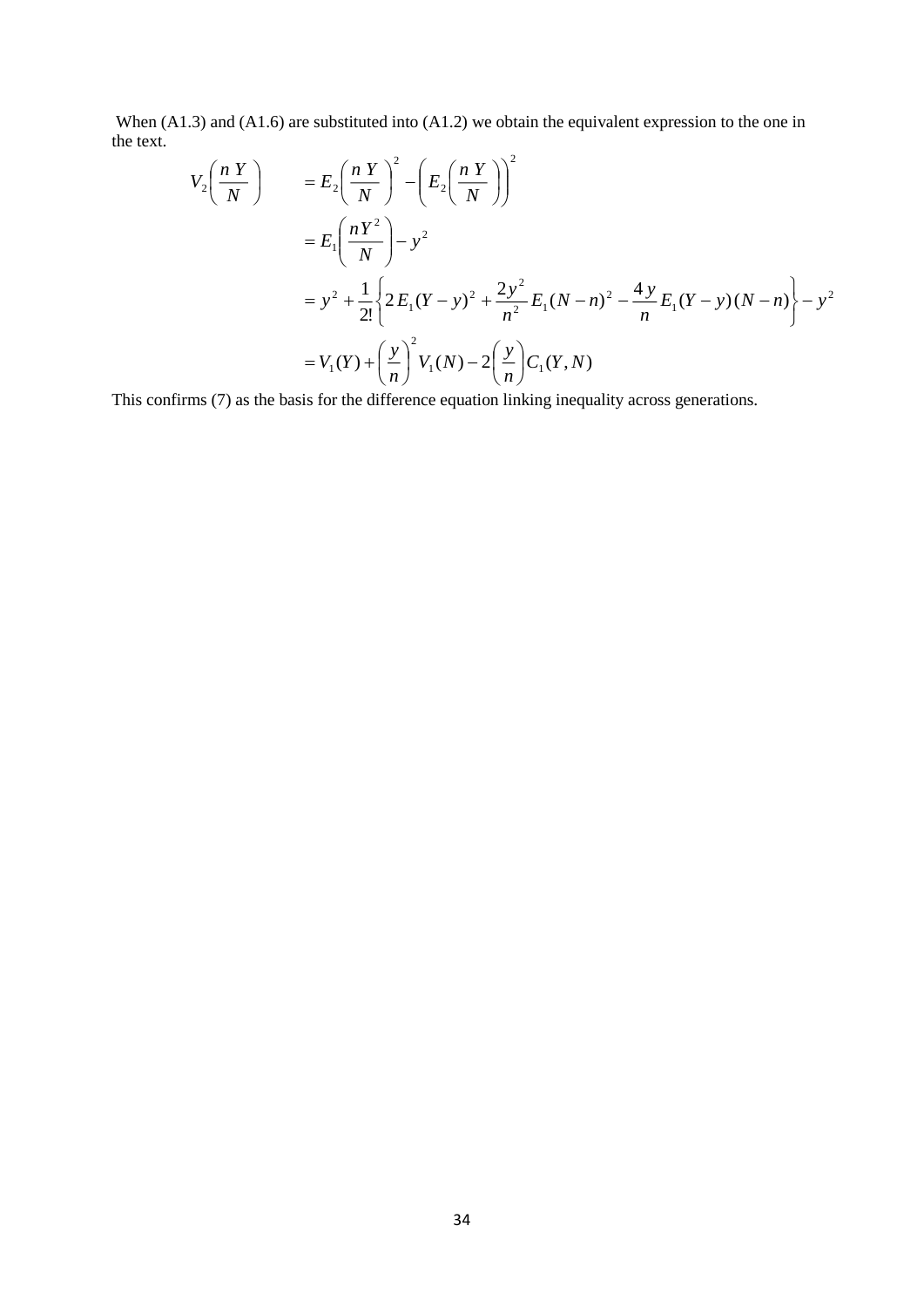When (A1.3) and (A1.6) are substituted into (A1.2) we obtain the equivalent expression to the one in the text.

$$
\begin{aligned}
V_2\left(\frac{n\,Y}{N}\right) \qquad &= E_2\left(\frac{n\,Y}{N}\right)^2 - \left(E_2\left(\frac{n\,Y}{N}\right)\right)^2 \\
&= E_1\left(\frac{nY^2}{N}\right) - y^2 \\
&= y^2 + \frac{1}{2!}\left\{2\,E_1(Y-y)^2 + \frac{2y^2}{n^2}E_1(N-n)^2 - \frac{4\,y}{n}E_1(Y-y)(N-n)\right\} - y^2 \\
&= V_1(Y) + \left(\frac{y}{n}\right)^2 V_1(N) - 2\left(\frac{y}{n}\right)C_1(Y,N)
\end{aligned}
$$

This confirms (7) as the basis for the difference equation linking inequality across generations.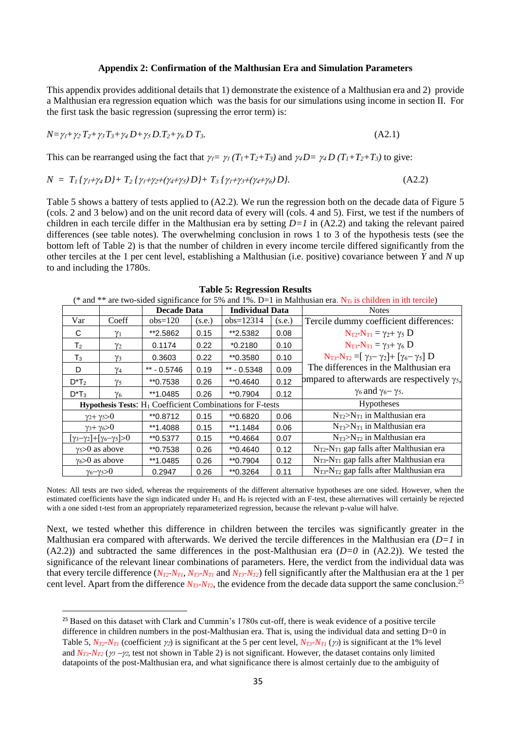### Appendix 2: Confirmation of the Malthusian Era and Simulation Parameters

This appendix provides additional details that 1) demonstrate the existence of a Malthusian era and 2) provide a Malthusian era regression equation which was the basis for our simulations using income in section II. For the first task the basic regression (supressing the error term) is:

$$N = \gamma_1 + \gamma_2 T_2 + \gamma_3 T_3 + \gamma_4 D + \gamma_5 D.T_2 + \gamma_6 D\, T_3. \tag{A2.1}$$

This can be rearranged using the fact that $\gamma_1 = \gamma_1 (T_1+T_2+T_3)$ and $\gamma_4 D = \gamma_4 D\, (T_1+T_2+T_3)$ to give:

$$N \ = \ T_1\{\gamma_1+\gamma_4 D\} + T_2\{\gamma_1+\gamma_2+(\gamma_4+\gamma_5) D\} + T_3\{\gamma_1+\gamma_3+(\gamma_4+\gamma_6) D\}. \tag{A2.2}$$

Table 5 shows a battery of tests applied to (A2.2). We run the regression both on the decade data of Figure 5 (cols. 2 and 3 below) and on the unit record data of every will (cols. 4 and 5). First, we test if the numbers of children in each tercile differ in the Malthusian era by setting $D=1$ in (A2.2) and taking the relevant paired differences (see table notes). The overwhelming conclusion in rows 1 to 3 of the hypothesis tests (see the bottom left of Table 2) is that the number of children in every income tercile differed significantly from the other terciles at the 1 per cent level, establishing a Malthusian (i.e. positive) covariance between $Y$ and $N$ up to and including the 1780s.

**Table 5: Regression Results**

(* and ** are two-sided significance for 5% and 1%. D=1 in Malthusian era. $N_{Ti}$ is children in ith tercile)

| | | Decade Data | | Individual Data | | Notes |
|---|---|---|---|---|---|---|
| Var | Coeff | obs=120 | (s.e.) | obs=12314 | (s.e.) | Tercile dummy coefficient differences: |
| C | $\gamma_1$ | **2.5862 | 0.15 | **2.5382 | 0.08 | $N_{T2}-N_{T1} = \gamma_2+ \gamma_5$ D |
| $T_2$ | $\gamma_2$ | 0.1174 | 0.22 | *0.2180 | 0.10 | $N_{T3}-N_{T1} = \gamma_3+ \gamma_6$ D |
| $T_3$ | $\gamma_3$ | 0.3603 | 0.22 | **0.3580 | 0.10 | $N_{T3}-N_{T2} = [\gamma_3 - \gamma_2] + [\gamma_6 - \gamma_5]$ D |
| D | $\gamma_4$ | ** - 0.5746 | 0.19 | ** - 0.5348 | 0.09 | The differences in the Malthusian era |
| D*$T_2$ | $\gamma_5$ | **0.7538 | 0.26 | **0.4640 | 0.12 | compared to afterwards are respectively $\gamma_5$, |
| D*$T_3$ | $\gamma_6$ | **1.0485 | 0.26 | **0.7904 | 0.12 | $\gamma_6$ and $\gamma_6 - \gamma_5$. |
| **Hypothesis Tests:** $H_1$ Coefficient Combinations for F-tests | | | | | | Hypotheses |
| $\gamma_2+\gamma_5>0$ | | **0.8712 | 0.15 | **0.6820 | 0.06 | $N_{T2}>N_{T1}$ in Malthusian era |
| $\gamma_3+\gamma_6>0$ | | **1.4088 | 0.15 | **1.1484 | 0.06 | $N_{T3}>N_{T1}$ in Malthusian era |
| $[\gamma_3-\gamma_2]+[\gamma_6-\gamma_5]>0$ | | **0.5377 | 0.15 | **0.4664 | 0.07 | $N_{T3}>N_{T2}$ in Malthusian era |
| $\gamma_5>0$ as above | | **0.7538 | 0.26 | **0.4640 | 0.12 | $N_{T2}-N_{T1}$ gap falls after Malthusian era |
| $\gamma_6>0$ as above | | **1.0485 | 0.26 | **0.7904 | 0.12 | $N_{T3}-N_{T1}$ gap falls after Malthusian era |
| $\gamma_6-\gamma_5>0$ | | 0.2947 | 0.26 | **0.3264 | 0.11 | $N_{T3}-N_{T2}$ gap falls after Malthusian era |

Notes: All tests are two sided, whereas the requirements of the different alternative hypotheses are one sided. However, when the estimated coefficients have the sign indicated under $H_1$ and $H_0$ is rejected with an F-test, these alternatives will certainly be rejected with a one sided t-test from an appropriately reparameterized regression, because the relevant p-value will halve.

Next, we tested whether this difference in children between the terciles was significantly greater in the Malthusian era compared with afterwards. We derived the tercile differences in the Malthusian era ($D=1$ in (A2.2)) and subtracted the same differences in the post-Malthusian era ($D=0$ in (A2.2)). We tested the significance of the relevant linear combinations of parameters. Here, the verdict from the individual data was that every tercile difference ($N_{T2}$-$N_{T1}$, $N_{T3}$-$N_{T1}$ and $N_{T3}$-$N_{T2}$) fell significantly after the Malthusian era at the 1 per cent level. Apart from the difference $N_{T3}$-$N_{T2}$, the evidence from the decade data support the same conclusion.[25]

[25] Based on this dataset with Clark and Cummin's 1780s cut-off, there is weak evidence of a positive tercile difference in children numbers in the post-Malthusian era. That is, using the individual data and setting D=0 in Table 5, $N_{T2}$-$N_{T1}$ (coefficient $\gamma_2$) is significant at the 5 per cent level, $N_{T3}$-$N_{T1}$ ($\gamma_3$) is significant at the 1% level and $N_{T3}$-$N_{T2}$ ($\gamma_3 - \gamma_2$, test not shown in Table 2) is not significant. However, the dataset contains only limited datapoints of the post-Malthusian era, and what significance there is almost certainly due to the ambiguity of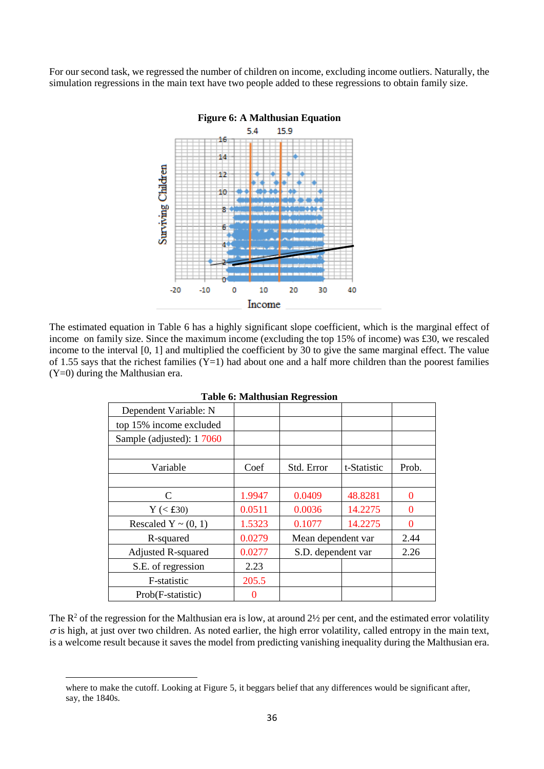For our second task, we regressed the number of children on income, excluding income outliers. Naturally, the simulation regressions in the main text have two people added to these regressions to obtain family size.

**Figure 6: A Malthusian Equation**

5.4 15.9

Surviving Children

16
14
12
10
8
6
4
2
0

-20 -10 0 10 20 30 40

Income

The estimated equation in Table 6 has a highly significant slope coefficient, which is the marginal effect of income on family size. Since the maximum income (excluding the top 15% of income) was £30, we rescaled income to the interval [0, 1] and multiplied the coefficient by 30 to give the same marginal effect. The value of 1.55 says that the richest families (Y=1) had about one and a half more children than the poorest families (Y=0) during the Malthusian era.

**Table 6: Malthusian Regression**

| | | | | |
|---|---|---|---|---|
| Dependent Variable: N | | | | |
| top 15% income excluded | | | | |
| Sample (adjusted): 1 7060 | | | | |
| | | | | |
| Variable | Coef | Std. Error | t-Statistic | Prob. |
| | | | | |
| C | 1.9947 | 0.0409 | 48.8281 | 0 |
| Y (< £30) | 0.0511 | 0.0036 | 14.2275 | 0 |
| Rescaled Y ~ (0, 1) | 1.5323 | 0.1077 | 14.2275 | 0 |
| R-squared | 0.0279 | Mean dependent var | | 2.44 |
| Adjusted R-squared | 0.0277 | S.D. dependent var | | 2.26 |
| S.E. of regression | 2.23 | | | |
| F-statistic | 205.5 | | | |
| Prob(F-statistic) | 0 | | | |

The $R^2$ of the regression for the Malthusian era is low, at around 2½ per cent, and the estimated error volatility $\sigma$ is high, at just over two children. As noted earlier, the high error volatility, called entropy in the main text, is a welcome result because it saves the model from predicting vanishing inequality during the Malthusian era.

---

where to make the cutoff. Looking at Figure 5, it beggars belief that any differences would be significant after, say, the 1840s.